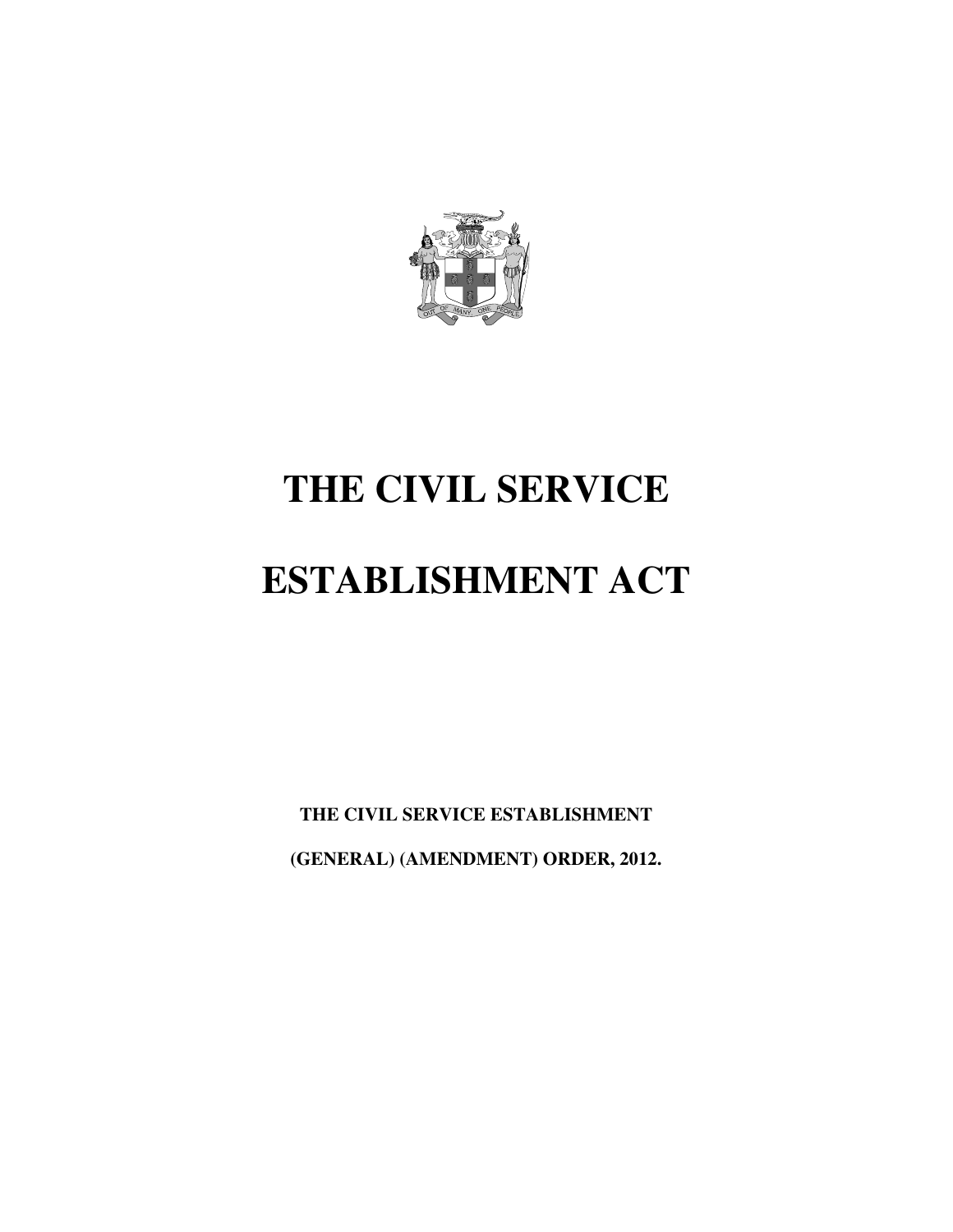# THE CIVIL SERVICE

# ESTABLISHMENT ACT

**THE CIVIL SERVICE ESTABLISHMENT**

**(GENERAL) (AMENDMENT) ORDER, 2012.**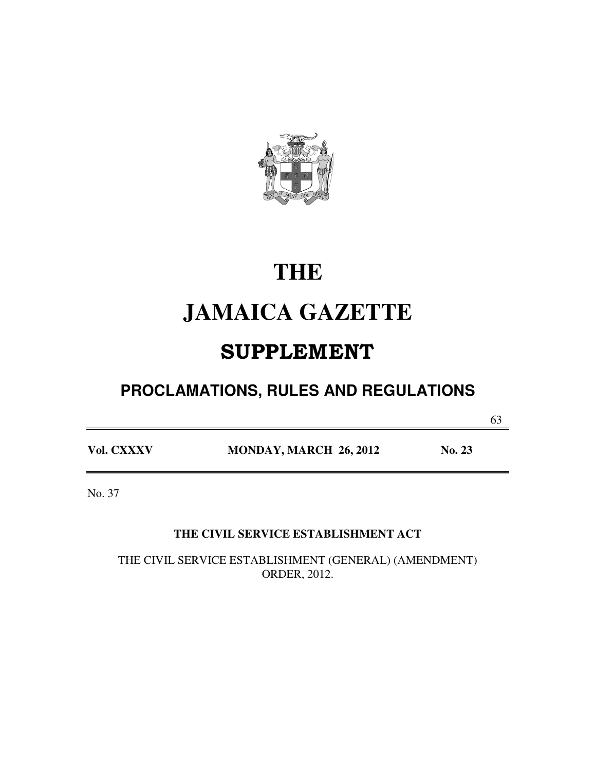# THE

# JAMAICA GAZETTE

## SUPPLEMENT

### PROCLAMATIONS, RULES AND REGULATIONS

| Vol. CXXXV | MONDAY, MARCH 26, 2012 | No. 23 |
|---|---|---|

No. 37

**THE CIVIL SERVICE ESTABLISHMENT ACT**

THE CIVIL SERVICE ESTABLISHMENT (GENERAL) (AMENDMENT) ORDER, 2012.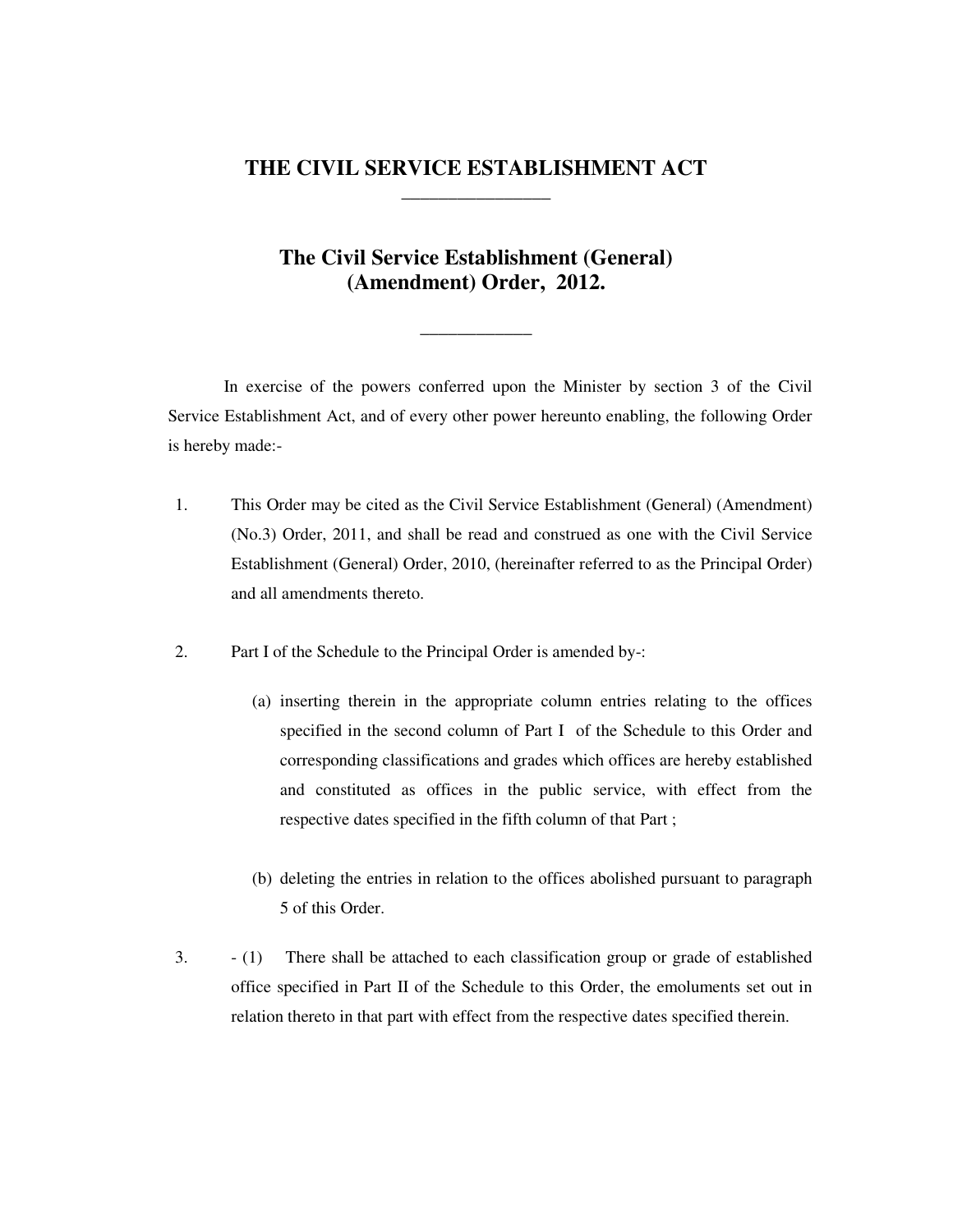# THE CIVIL SERVICE ESTABLISHMENT ACT

## The Civil Service Establishment (General) (Amendment) Order, 2012.

In exercise of the powers conferred upon the Minister by section 3 of the Civil Service Establishment Act, and of every other power hereunto enabling, the following Order is hereby made:-

1. This Order may be cited as the Civil Service Establishment (General) (Amendment) (No.3) Order, 2011, and shall be read and construed as one with the Civil Service Establishment (General) Order, 2010, (hereinafter referred to as the Principal Order) and all amendments thereto.

2. Part I of the Schedule to the Principal Order is amended by-:

   (a) inserting therein in the appropriate column entries relating to the offices specified in the second column of Part I of the Schedule to this Order and corresponding classifications and grades which offices are hereby established and constituted as offices in the public service, with effect from the respective dates specified in the fifth column of that Part ;

   (b) deleting the entries in relation to the offices abolished pursuant to paragraph 5 of this Order.

3. - (1) There shall be attached to each classification group or grade of established office specified in Part II of the Schedule to this Order, the emoluments set out in relation thereto in that part with effect from the respective dates specified therein.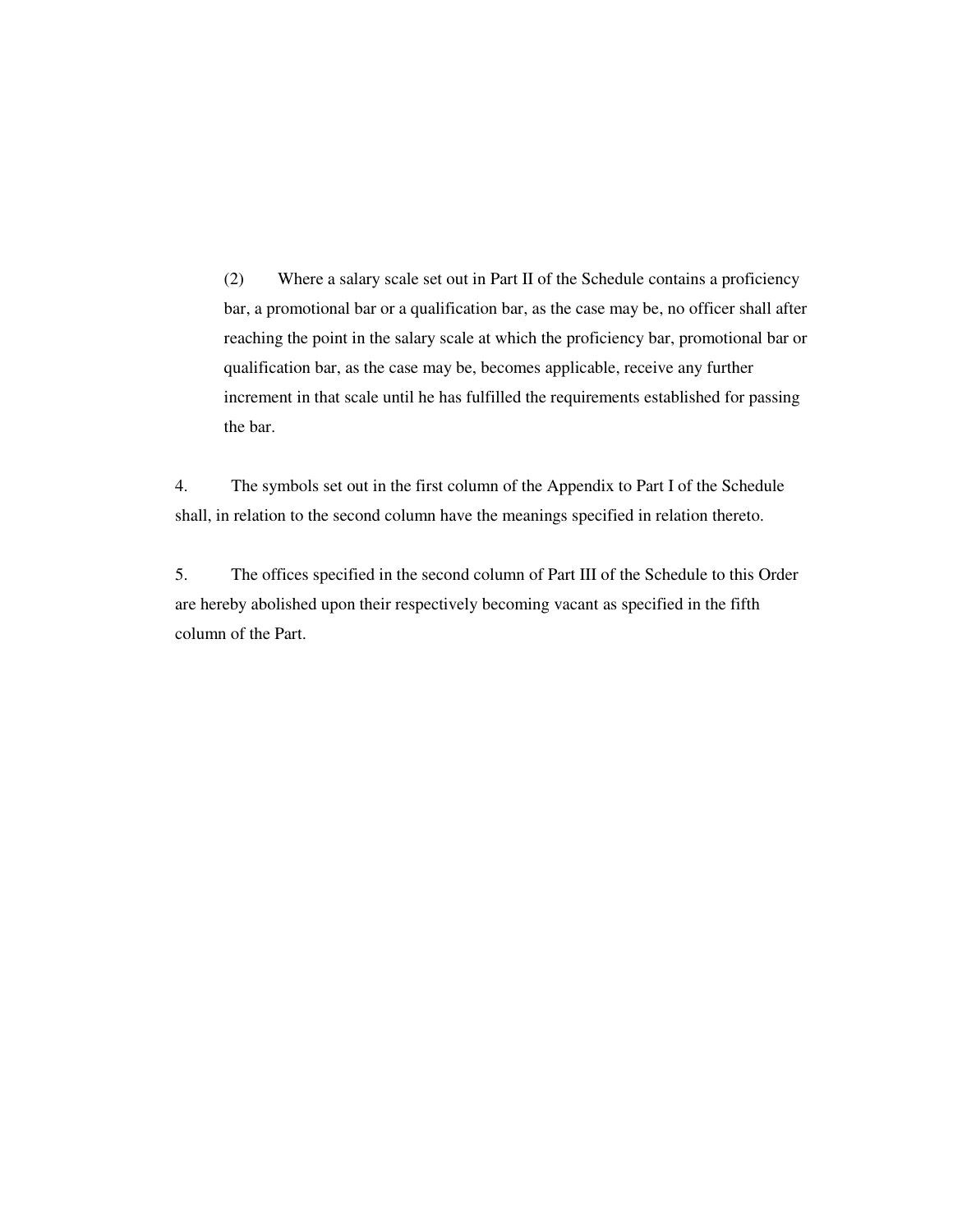(2) Where a salary scale set out in Part II of the Schedule contains a proficiency bar, a promotional bar or a qualification bar, as the case may be, no officer shall after reaching the point in the salary scale at which the proficiency bar, promotional bar or qualification bar, as the case may be, becomes applicable, receive any further increment in that scale until he has fulfilled the requirements established for passing the bar.

4. The symbols set out in the first column of the Appendix to Part I of the Schedule shall, in relation to the second column have the meanings specified in relation thereto.

5. The offices specified in the second column of Part III of the Schedule to this Order are hereby abolished upon their respectively becoming vacant as specified in the fifth column of the Part.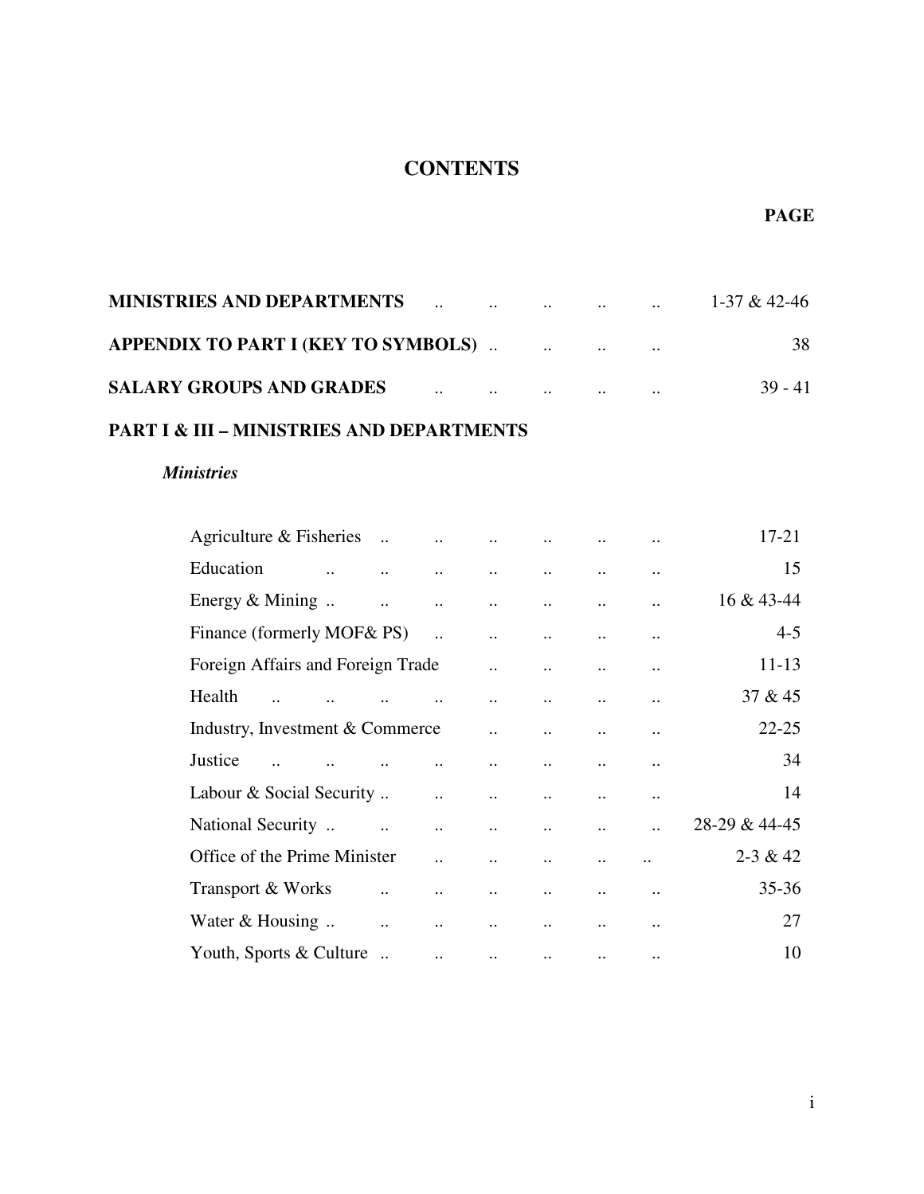# CONTENTS

| | PAGE |
|---|---|
| **MINISTRIES AND DEPARTMENTS** | 1-37 & 42-46 |
| **APPENDIX TO PART I (KEY TO SYMBOLS)** | 38 |
| **SALARY GROUPS AND GRADES** | 39 - 41 |

**PART I & III – MINISTRIES AND DEPARTMENTS**

***Ministries***

| | |
|---|---|
| Agriculture & Fisheries | 17-21 |
| Education | 15 |
| Energy & Mining | 16 & 43-44 |
| Finance (formerly MOF& PS) | 4-5 |
| Foreign Affairs and Foreign Trade | 11-13 |
| Health | 37 & 45 |
| Industry, Investment & Commerce | 22-25 |
| Justice | 34 |
| Labour & Social Security | 14 |
| National Security | 28-29 & 44-45 |
| Office of the Prime Minister | 2-3 & 42 |
| Transport & Works | 35-36 |
| Water & Housing | 27 |
| Youth, Sports & Culture | 10 |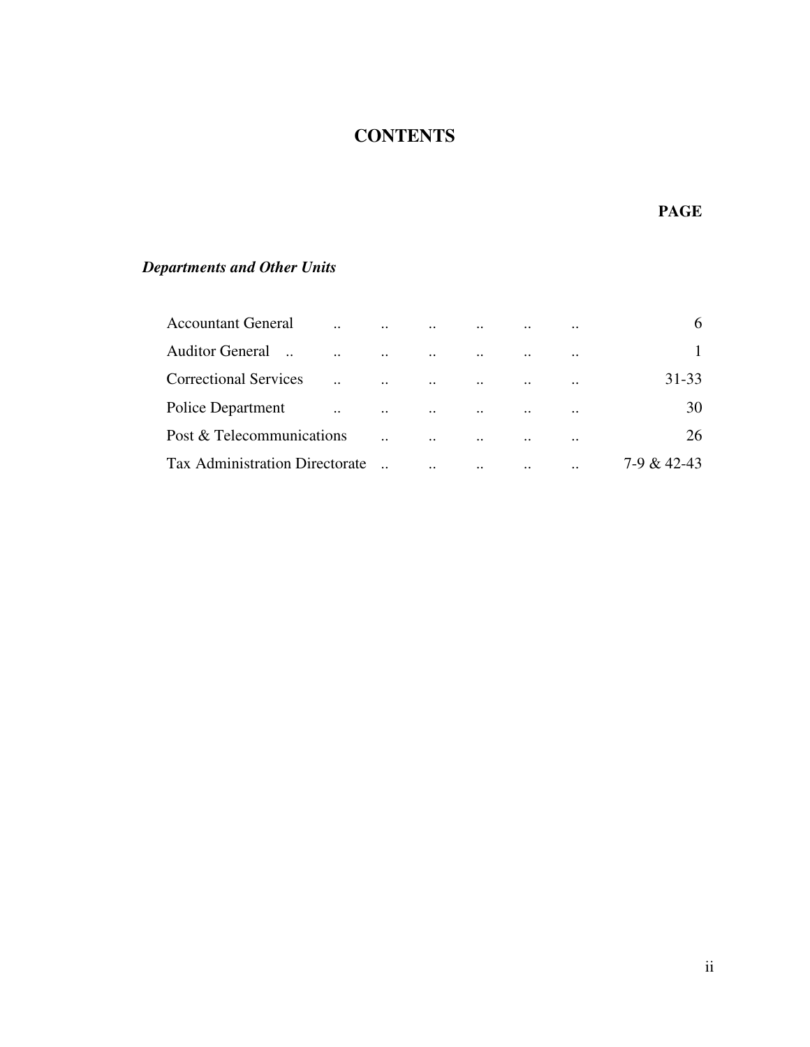# CONTENTS

| | PAGE |
|---|---|
| ***Departments and Other Units*** | |
| Accountant General | 6 |
| Auditor General | 1 |
| Correctional Services | 31-33 |
| Police Department | 30 |
| Post & Telecommunications | 26 |
| Tax Administration Directorate | 7-9 & 42-43 |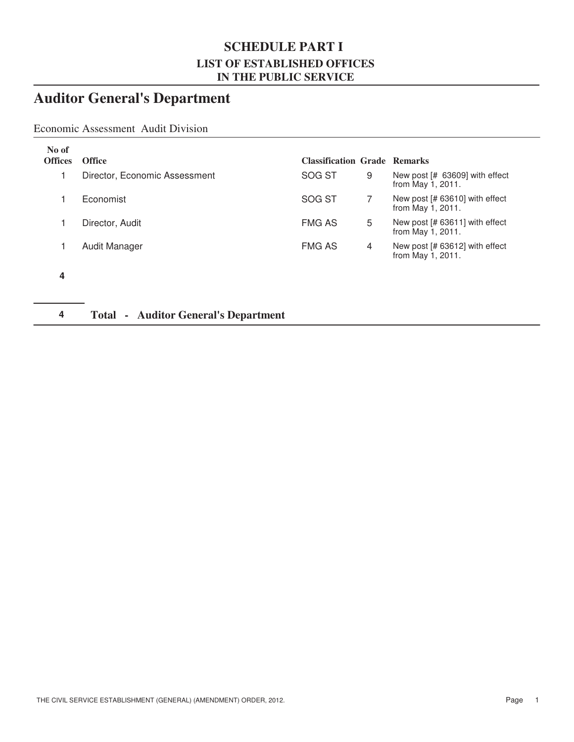# SCHEDULE PART I

## LIST OF ESTABLISHED OFFICES IN THE PUBLIC SERVICE

# Auditor General's Department

Economic Assessment Audit Division

| No of Offices | Office | Classification | Grade | Remarks |
|---|---|---|---|---|
| 1 | Director, Economic Assessment | SOG ST | 9 | New post [# 63609] with effect from May 1, 2011. |
| 1 | Economist | SOG ST | 7 | New post [# 63610] with effect from May 1, 2011. |
| 1 | Director, Audit | FMG AS | 5 | New post [# 63611] with effect from May 1, 2011. |
| 1 | Audit Manager | FMG AS | 4 | New post [# 63612] with effect from May 1, 2011. |
| **4** | | | | |

| | |
|---|---|
| **4** | **Total - Auditor General's Department** |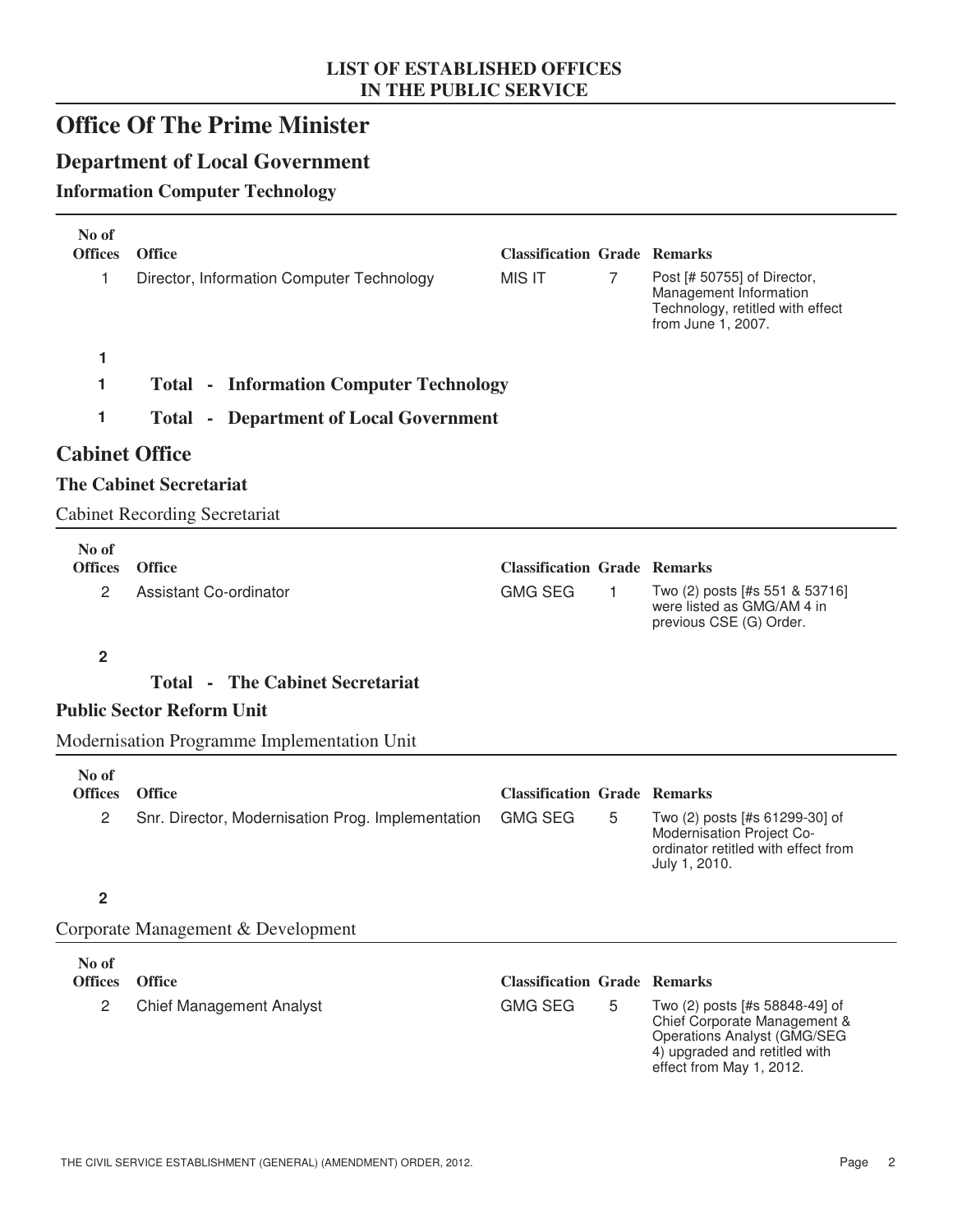LIST OF ESTABLISHED OFFICES
IN THE PUBLIC SERVICE

# Office Of The Prime Minister

## Department of Local Government

### Information Computer Technology

| No of Offices | Office | Classification | Grade | Remarks |
|---|---|---|---|---|
| 1 | Director, Information Computer Technology | MIS IT | 7 | Post [# 50755] of Director, Management Information Technology, retitled with effect from June 1, 2007. |

**1**

**1 Total - Information Computer Technology**

**1 Total - Department of Local Government**

## Cabinet Office

### The Cabinet Secretariat

Cabinet Recording Secretariat

| No of Offices | Office | Classification | Grade | Remarks |
|---|---|---|---|---|
| 2 | Assistant Co-ordinator | GMG SEG | 1 | Two (2) posts [#s 551 & 53716] were listed as GMG/AM 4 in previous CSE (G) Order. |

**2**

**Total - The Cabinet Secretariat**

### Public Sector Reform Unit

Modernisation Programme Implementation Unit

| No of Offices | Office | Classification | Grade | Remarks |
|---|---|---|---|---|
| 2 | Snr. Director, Modernisation Prog. Implementation | GMG SEG | 5 | Two (2) posts [#s 61299-30] of Modernisation Project Co-ordinator retitled with effect from July 1, 2010. |

**2**

Corporate Management & Development

| No of Offices | Office | Classification | Grade | Remarks |
|---|---|---|---|---|
| 2 | Chief Management Analyst | GMG SEG | 5 | Two (2) posts [#s 58848-49] of Chief Corporate Management & Operations Analyst (GMG/SEG 4) upgraded and retitled with effect from May 1, 2012. |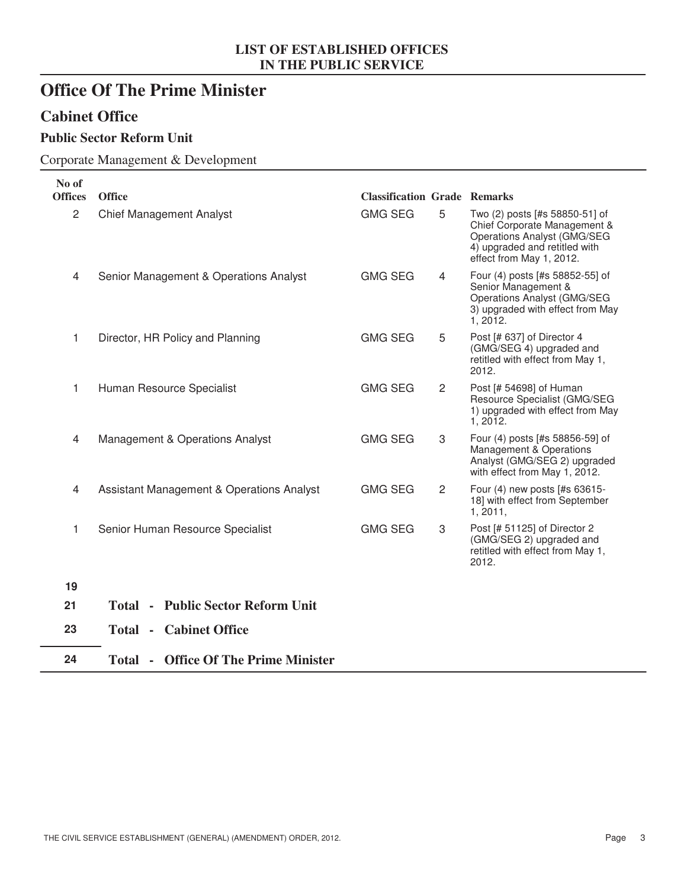**LIST OF ESTABLISHED OFFICES IN THE PUBLIC SERVICE**

# Office Of The Prime Minister

## Cabinet Office

### Public Sector Reform Unit

Corporate Management & Development

| No of Offices | Office | Classification | Grade | Remarks |
|---|---|---|---|---|
| 2 | Chief Management Analyst | GMG SEG | 5 | Two (2) posts [#s 58850-51] of Chief Corporate Management & Operations Analyst (GMG/SEG 4) upgraded and retitled with effect from May 1, 2012. |
| 4 | Senior Management & Operations Analyst | GMG SEG | 4 | Four (4) posts [#s 58852-55] of Senior Management & Operations Analyst (GMG/SEG 3) upgraded with effect from May 1, 2012. |
| 1 | Director, HR Policy and Planning | GMG SEG | 5 | Post [# 637] of Director 4 (GMG/SEG 4) upgraded and retitled with effect from May 1, 2012. |
| 1 | Human Resource Specialist | GMG SEG | 2 | Post [# 54698] of Human Resource Specialist (GMG/SEG 1) upgraded with effect from May 1, 2012. |
| 4 | Management & Operations Analyst | GMG SEG | 3 | Four (4) posts [#s 58856-59] of Management & Operations Analyst (GMG/SEG 2) upgraded with effect from May 1, 2012. |
| 4 | Assistant Management & Operations Analyst | GMG SEG | 2 | Four (4) new posts [#s 63615-18] with effect from September 1, 2011, |
| 1 | Senior Human Resource Specialist | GMG SEG | 3 | Post [# 51125] of Director 2 (GMG/SEG 2) upgraded and retitled with effect from May 1, 2012. |
| **19** | | | | |
| **21** | **Total - Public Sector Reform Unit** | | | |
| **23** | **Total - Cabinet Office** | | | |
| **24** | **Total - Office Of The Prime Minister** | | | |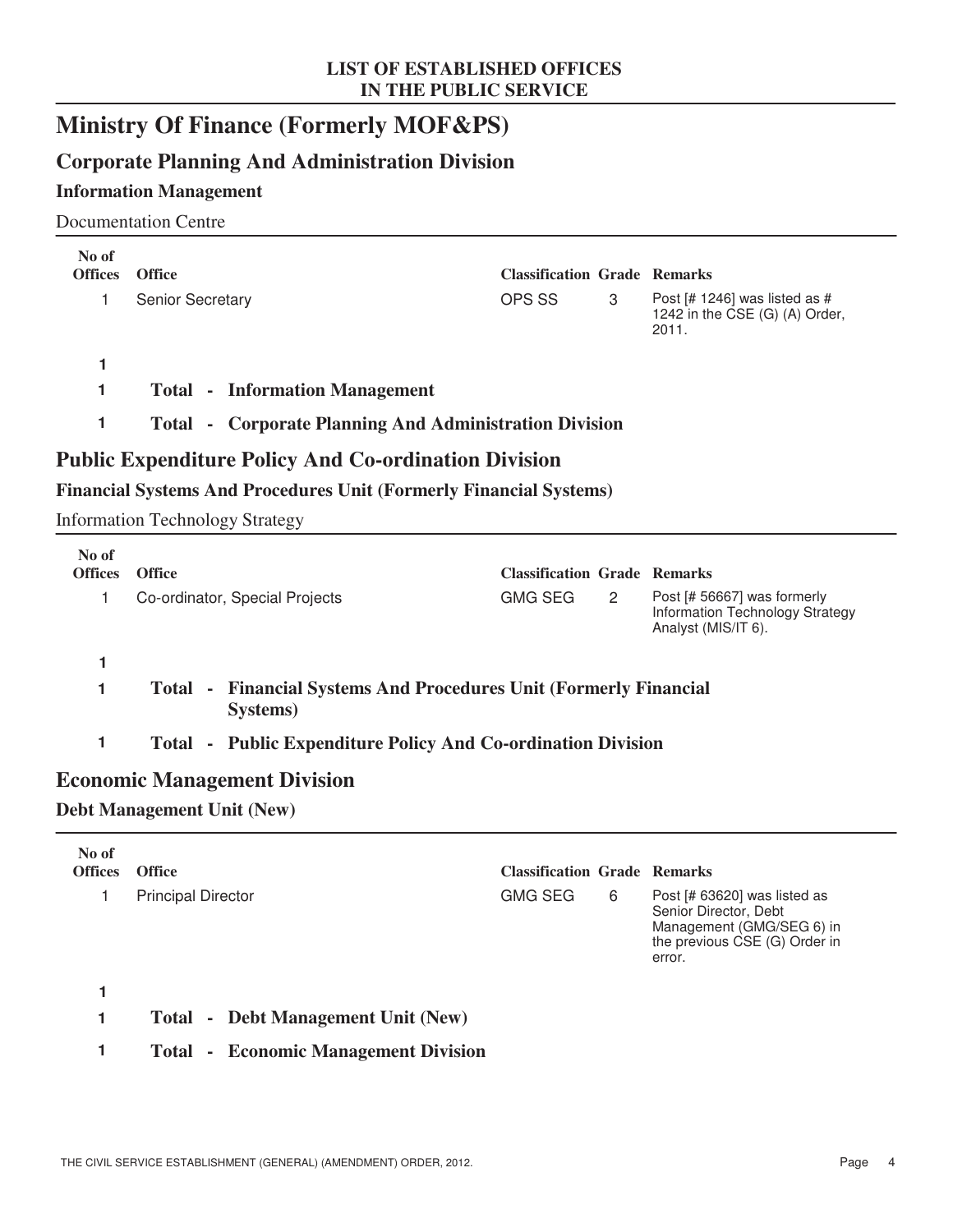# Ministry Of Finance (Formerly MOF&PS)

## Corporate Planning And Administration Division

### Information Management

Documentation Centre

| No of Offices | Office | Classification | Grade | Remarks |
|---|---|---|---|---|
| 1 | Senior Secretary | OPS SS | 3 | Post [# 1246] was listed as # 1242 in the CSE (G) (A) Order, 2011. |

**1**

**1 Total - Information Management**

**1 Total - Corporate Planning And Administration Division**

## Public Expenditure Policy And Co-ordination Division

### Financial Systems And Procedures Unit (Formerly Financial Systems)

Information Technology Strategy

| No of Offices | Office | Classification | Grade | Remarks |
|---|---|---|---|---|
| 1 | Co-ordinator, Special Projects | GMG SEG | 2 | Post [# 56667] was formerly Information Technology Strategy Analyst (MIS/IT 6). |

**1**

**1 Total - Financial Systems And Procedures Unit (Formerly Financial Systems)**

**1 Total - Public Expenditure Policy And Co-ordination Division**

## Economic Management Division

### Debt Management Unit (New)

| No of Offices | Office | Classification | Grade | Remarks |
|---|---|---|---|---|
| 1 | Principal Director | GMG SEG | 6 | Post [# 63620] was listed as Senior Director, Debt Management (GMG/SEG 6) in the previous CSE (G) Order in error. |

**1**

**1 Total - Debt Management Unit (New)**

**1 Total - Economic Management Division**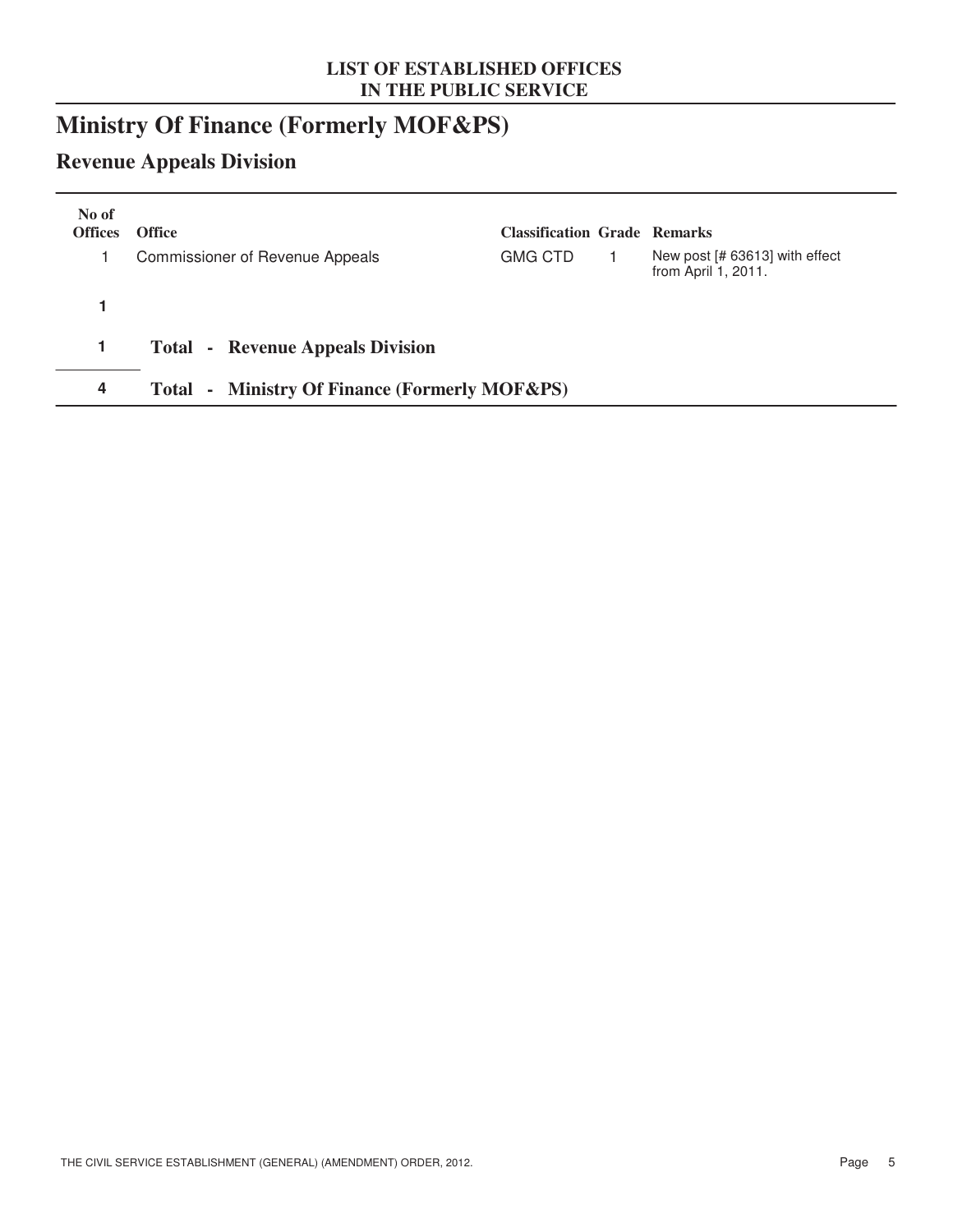**LIST OF ESTABLISHED OFFICES IN THE PUBLIC SERVICE**

# Ministry Of Finance (Formerly MOF&PS)

## Revenue Appeals Division

| No of Offices | Office | Classification | Grade | Remarks |
|---|---|---|---|---|
| 1 | Commissioner of Revenue Appeals | GMG CTD | 1 | New post [# 63613] with effect from April 1, 2011. |
| **1** | | | | |
| **1** | **Total - Revenue Appeals Division** | | | |
| **4** | **Total - Ministry Of Finance (Formerly MOF&PS)** | | | |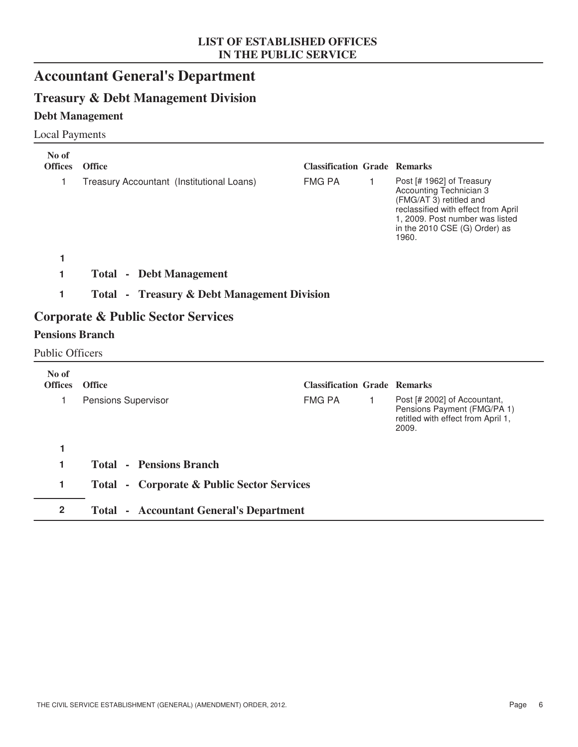LIST OF ESTABLISHED OFFICES
IN THE PUBLIC SERVICE

# Accountant General's Department

## Treasury & Debt Management Division

### Debt Management

Local Payments

| No of Offices | Office | Classification | Grade | Remarks |
|---|---|---|---|---|
| 1 | Treasury Accountant (Institutional Loans) | FMG PA | 1 | Post [# 1962] of Treasury Accounting Technician 3 (FMG/AT 3) retitled and reclassified with effect from April 1, 2009. Post number was listed in the 2010 CSE (G) Order) as 1960. |
| **1** | | | | |
| **1** | **Total - Debt Management** | | | |
| **1** | **Total - Treasury & Debt Management Division** | | | |

## Corporate & Public Sector Services

### Pensions Branch

Public Officers

| No of Offices | Office | Classification | Grade | Remarks |
|---|---|---|---|---|
| 1 | Pensions Supervisor | FMG PA | 1 | Post [# 2002] of Accountant, Pensions Payment (FMG/PA 1) retitled with effect from April 1, 2009. |
| **1** | | | | |
| **1** | **Total - Pensions Branch** | | | |
| **1** | **Total - Corporate & Public Sector Services** | | | |
| **2** | **Total - Accountant General's Department** | | | |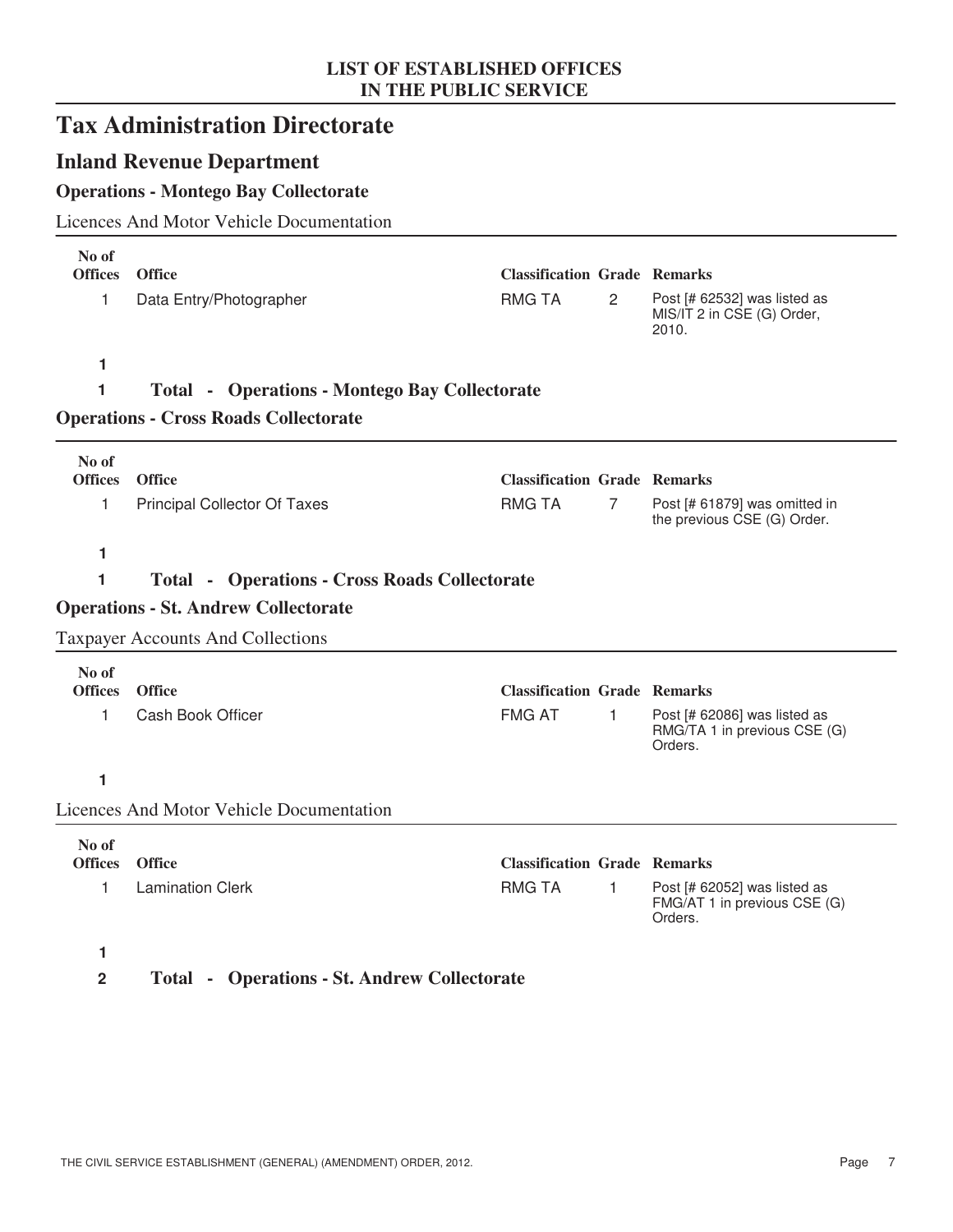# Tax Administration Directorate

## Inland Revenue Department

### Operations - Montego Bay Collectorate

Licences And Motor Vehicle Documentation

| No of Offices | Office | Classification | Grade | Remarks |
|---|---|---|---|---|
| 1 | Data Entry/Photographer | RMG TA | 2 | Post [# 62532] was listed as MIS/IT 2 in CSE (G) Order, 2010. |

**1**

**1 Total - Operations - Montego Bay Collectorate**

### Operations - Cross Roads Collectorate

| No of Offices | Office | Classification | Grade | Remarks |
|---|---|---|---|---|
| 1 | Principal Collector Of Taxes | RMG TA | 7 | Post [# 61879] was omitted in the previous CSE (G) Order. |

**1**

**1 Total - Operations - Cross Roads Collectorate**

### Operations - St. Andrew Collectorate

Taxpayer Accounts And Collections

| No of Offices | Office | Classification | Grade | Remarks |
|---|---|---|---|---|
| 1 | Cash Book Officer | FMG AT | 1 | Post [# 62086] was listed as RMG/TA 1 in previous CSE (G) Orders. |

**1**

Licences And Motor Vehicle Documentation

| No of Offices | Office | Classification | Grade | Remarks |
|---|---|---|---|---|
| 1 | Lamination Clerk | RMG TA | 1 | Post [# 62052] was listed as FMG/AT 1 in previous CSE (G) Orders. |

**1**

**2 Total - Operations - St. Andrew Collectorate**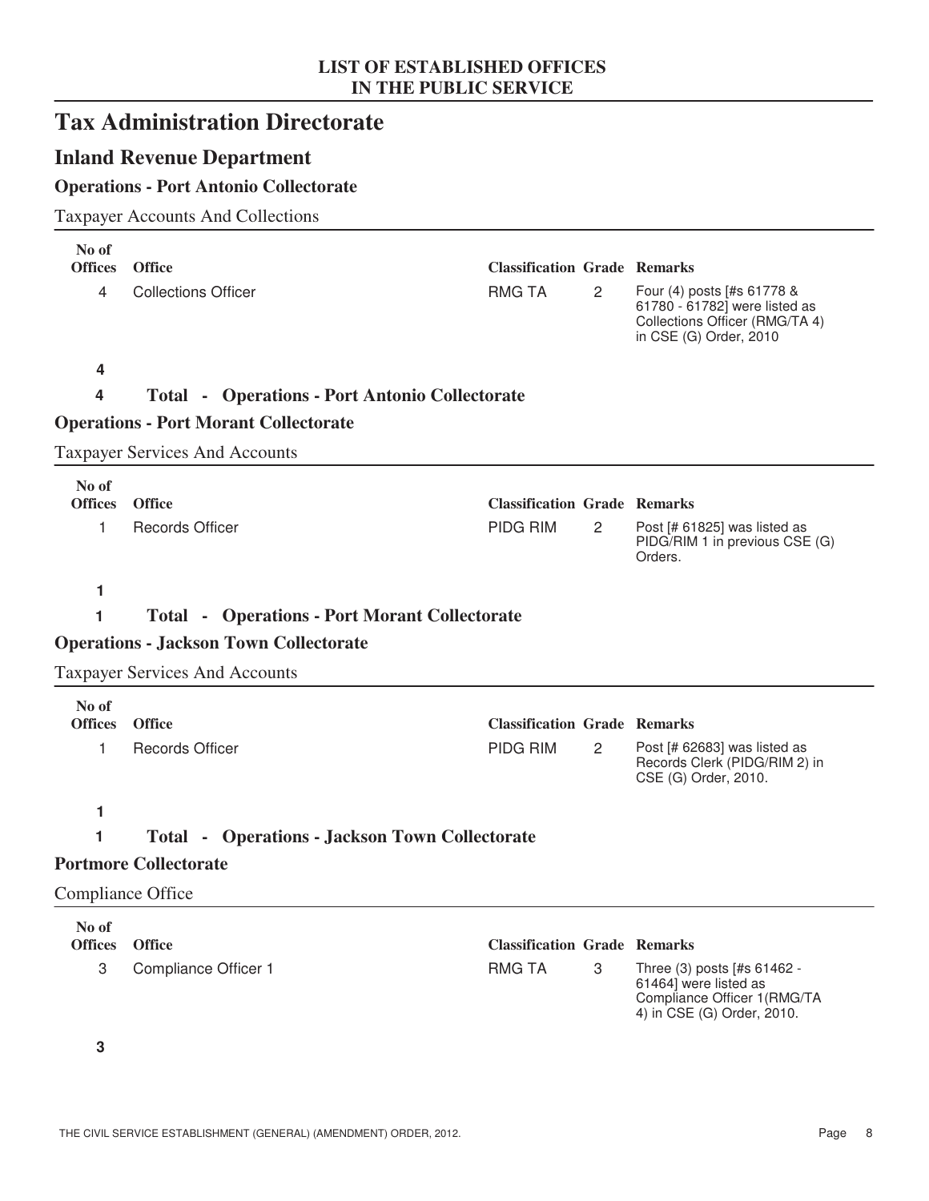# Tax Administration Directorate

## Inland Revenue Department

### Operations - Port Antonio Collectorate

Taxpayer Accounts And Collections

| No of Offices | Office | Classification | Grade | Remarks |
|---|---|---|---|---|
| 4 | Collections Officer | RMG TA | 2 | Four (4) posts [#s 61778 & 61780 - 61782] were listed as Collections Officer (RMG/TA 4) in CSE (G) Order, 2010 |
| **4** | | | | |

**4 Total - Operations - Port Antonio Collectorate**

### Operations - Port Morant Collectorate

Taxpayer Services And Accounts

| No of Offices | Office | Classification | Grade | Remarks |
|---|---|---|---|---|
| 1 | Records Officer | PIDG RIM | 2 | Post [# 61825] was listed as PIDG/RIM 1 in previous CSE (G) Orders. |
| **1** | | | | |

**1 Total - Operations - Port Morant Collectorate**

### Operations - Jackson Town Collectorate

Taxpayer Services And Accounts

| No of Offices | Office | Classification | Grade | Remarks |
|---|---|---|---|---|
| 1 | Records Officer | PIDG RIM | 2 | Post [# 62683] was listed as Records Clerk (PIDG/RIM 2) in CSE (G) Order, 2010. |
| **1** | | | | |

**1 Total - Operations - Jackson Town Collectorate**

### Portmore Collectorate

Compliance Office

| No of Offices | Office | Classification | Grade | Remarks |
|---|---|---|---|---|
| 3 | Compliance Officer 1 | RMG TA | 3 | Three (3) posts [#s 61462 - 61464] were listed as Compliance Officer 1(RMG/TA 4) in CSE (G) Order, 2010. |
| **3** | | | | |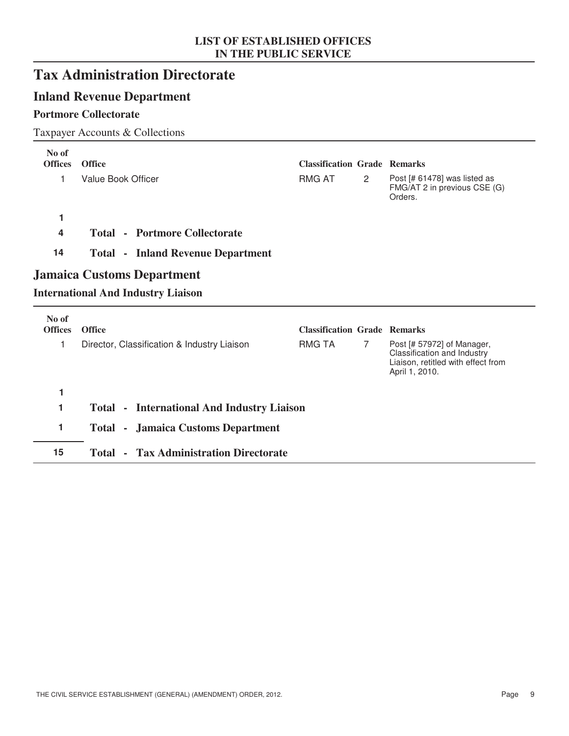# Tax Administration Directorate

## Inland Revenue Department

### Portmore Collectorate

Taxpayer Accounts & Collections

| No of Offices | Office | Classification | Grade | Remarks |
|---|---|---|---|---|
| 1 | Value Book Officer | RMG AT | 2 | Post [# 61478] was listed as FMG/AT 2 in previous CSE (G) Orders. |
| **1** | | | | |

**4 Total - Portmore Collectorate**

**14 Total - Inland Revenue Department**

## Jamaica Customs Department

### International And Industry Liaison

| No of Offices | Office | Classification | Grade | Remarks |
|---|---|---|---|---|
| 1 | Director, Classification & Industry Liaison | RMG TA | 7 | Post [# 57972] of Manager, Classification and Industry Liaison, retitled with effect from April 1, 2010. |
| **1** | | | | |

**1 Total - International And Industry Liaison**

**1 Total - Jamaica Customs Department**

**15 Total - Tax Administration Directorate**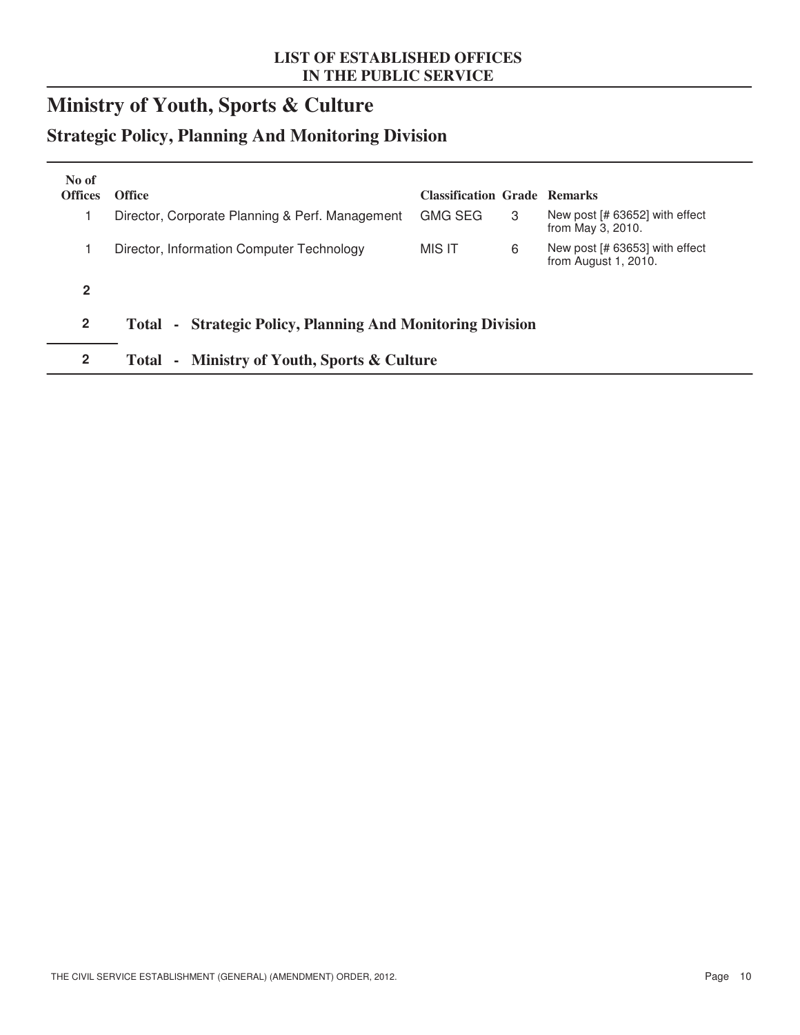LIST OF ESTABLISHED OFFICES
IN THE PUBLIC SERVICE

# Ministry of Youth, Sports & Culture

## Strategic Policy, Planning And Monitoring Division

| No of Offices | Office | Classification | Grade | Remarks |
|---|---|---|---|---|
| 1 | Director, Corporate Planning & Perf. Management | GMG SEG | 3 | New post [# 63652] with effect from May 3, 2010. |
| 1 | Director, Information Computer Technology | MIS IT | 6 | New post [# 63653] with effect from August 1, 2010. |
| **2** | | | | |
| **2** | **Total - Strategic Policy, Planning And Monitoring Division** | | | |
| **2** | **Total - Ministry of Youth, Sports & Culture** | | | |

THE CIVIL SERVICE ESTABLISHMENT (GENERAL) (AMENDMENT) ORDER, 2012.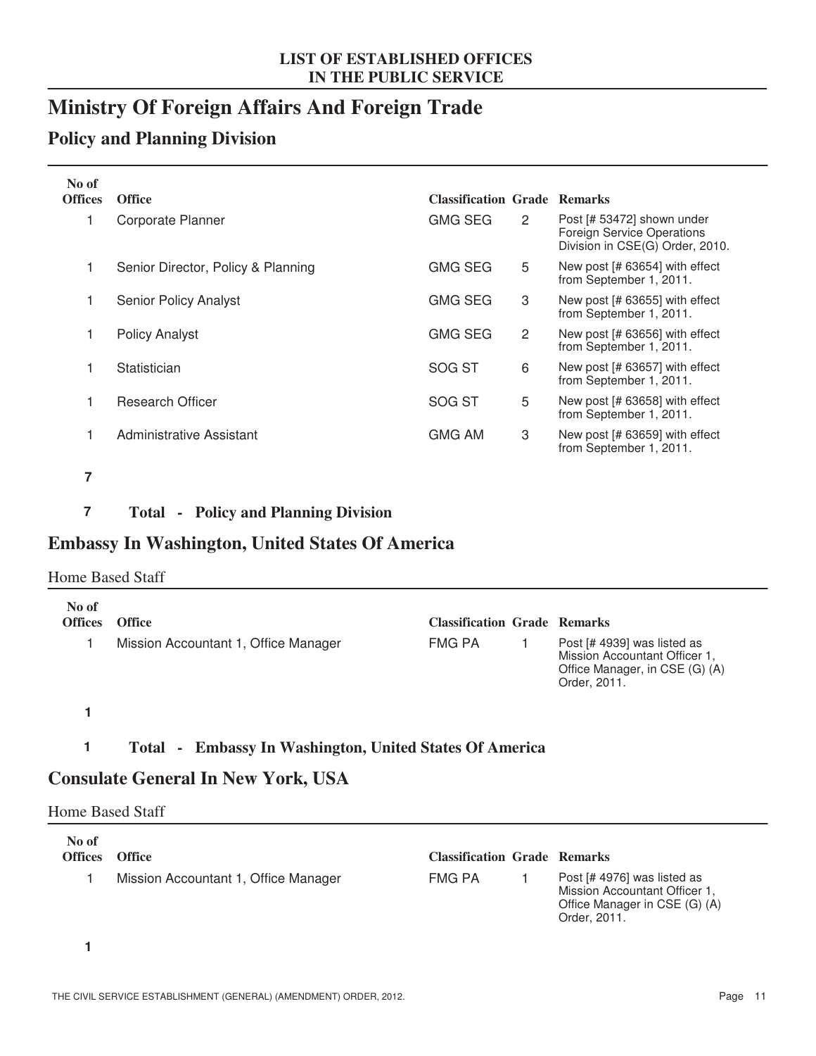# Ministry Of Foreign Affairs And Foreign Trade

## Policy and Planning Division

| No of Offices | Office | Classification | Grade | Remarks |
|---|---|---|---|---|
| 1 | Corporate Planner | GMG SEG | 2 | Post [# 53472] shown under Foreign Service Operations Division in CSE(G) Order, 2010. |
| 1 | Senior Director, Policy & Planning | GMG SEG | 5 | New post [# 63654] with effect from September 1, 2011. |
| 1 | Senior Policy Analyst | GMG SEG | 3 | New post [# 63655] with effect from September 1, 2011. |
| 1 | Policy Analyst | GMG SEG | 2 | New post [# 63656] with effect from September 1, 2011. |
| 1 | Statistician | SOG ST | 6 | New post [# 63657] with effect from September 1, 2011. |
| 1 | Research Officer | SOG ST | 5 | New post [# 63658] with effect from September 1, 2011. |
| 1 | Administrative Assistant | GMG AM | 3 | New post [# 63659] with effect from September 1, 2011. |
| **7** | | | | |

**7 Total - Policy and Planning Division**

## Embassy In Washington, United States Of America

Home Based Staff

| No of Offices | Office | Classification | Grade | Remarks |
|---|---|---|---|---|
| 1 | Mission Accountant 1, Office Manager | FMG PA | 1 | Post [# 4939] was listed as Mission Accountant Officer 1, Office Manager, in CSE (G) (A) Order, 2011. |
| **1** | | | | |

**1 Total - Embassy In Washington, United States Of America**

## Consulate General In New York, USA

Home Based Staff

| No of Offices | Office | Classification | Grade | Remarks |
|---|---|---|---|---|
| 1 | Mission Accountant 1, Office Manager | FMG PA | 1 | Post [# 4976] was listed as Mission Accountant Officer 1, Office Manager in CSE (G) (A) Order, 2011. |
| **1** | | | | |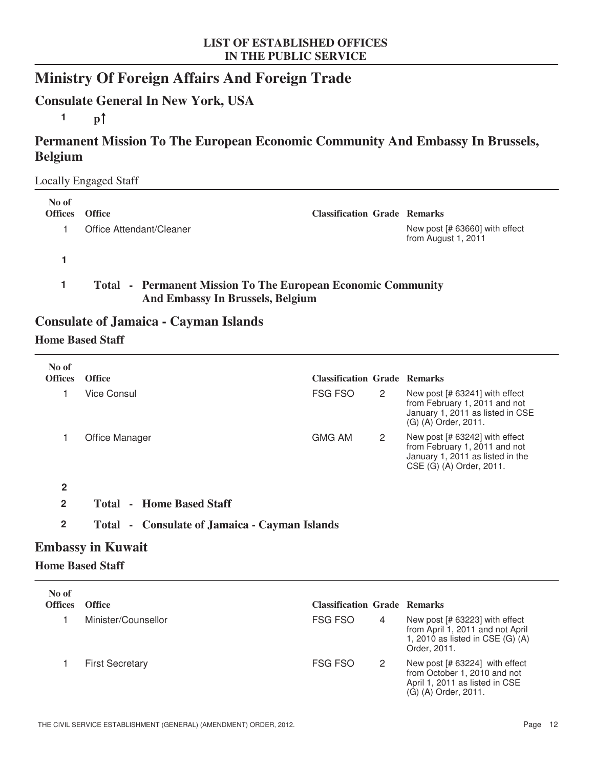## Ministry Of Foreign Affairs And Foreign Trade

### Consulate General In New York, USA

**1** **p↑**

### Permanent Mission To The European Economic Community And Embassy In Brussels, Belgium

Locally Engaged Staff

| No of Offices | Office | Classification | Grade | Remarks |
|---|---|---|---|---|
| 1 | Office Attendant/Cleaner | | | New post [# 63660] with effect from August 1, 2011 |
| **1** | | | | |

**1** **Total - Permanent Mission To The European Economic Community And Embassy In Brussels, Belgium**

### Consulate of Jamaica - Cayman Islands

**Home Based Staff**

| No of Offices | Office | Classification | Grade | Remarks |
|---|---|---|---|---|
| 1 | Vice Consul | FSG FSO | 2 | New post [# 63241] with effect from February 1, 2011 and not January 1, 2011 as listed in CSE (G) (A) Order, 2011. |
| 1 | Office Manager | GMG AM | 2 | New post [# 63242] with effect from February 1, 2011 and not January 1, 2011 as listed in the CSE (G) (A) Order, 2011. |
| **2** | | | | |

**2** **Total - Home Based Staff**

**2** **Total - Consulate of Jamaica - Cayman Islands**

### Embassy in Kuwait

**Home Based Staff**

| No of Offices | Office | Classification | Grade | Remarks |
|---|---|---|---|---|
| 1 | Minister/Counsellor | FSG FSO | 4 | New post [# 63223] with effect from April 1, 2011 and not April 1, 2010 as listed in CSE (G) (A) Order, 2011. |
| 1 | First Secretary | FSG FSO | 2 | New post [# 63224] with effect from October 1, 2010 and not April 1, 2011 as listed in CSE (G) (A) Order, 2011. |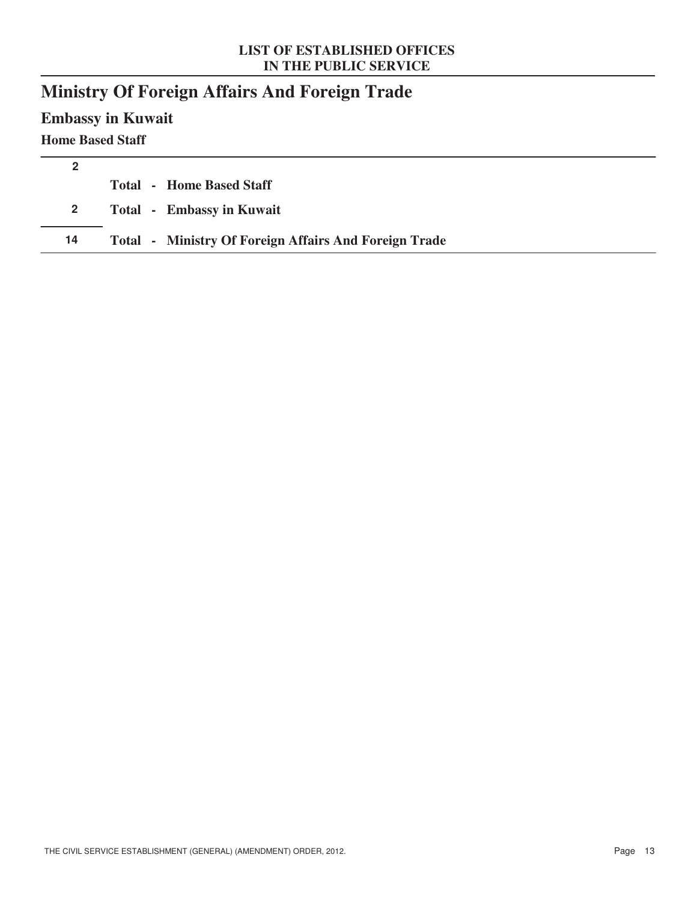# Ministry Of Foreign Affairs And Foreign Trade

## Embassy in Kuwait

### Home Based Staff

| | |
|---|---|
| 2 | |
| | **Total - Home Based Staff** |
| 2 | **Total - Embassy in Kuwait** |
| 14 | **Total - Ministry Of Foreign Affairs And Foreign Trade** |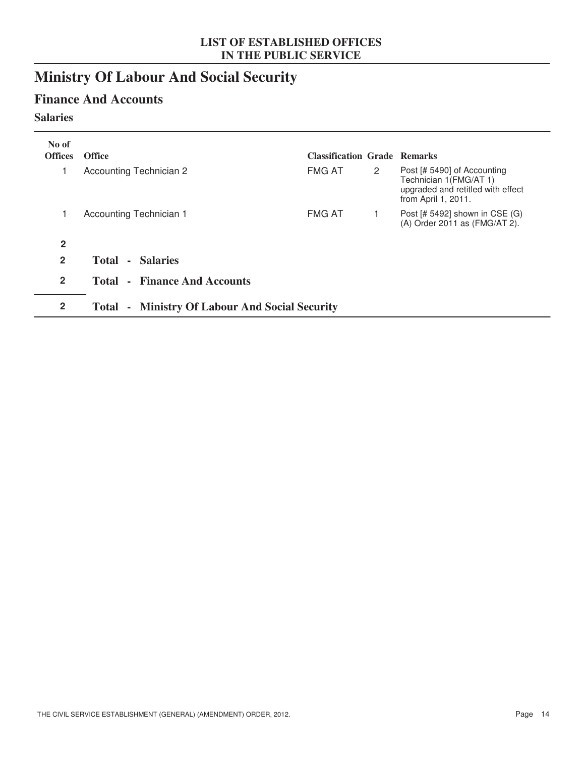**LIST OF ESTABLISHED OFFICES**
**IN THE PUBLIC SERVICE**

# Ministry Of Labour And Social Security

## Finance And Accounts

### Salaries

| No of Offices | Office | Classification | Grade | Remarks |
|---|---|---|---|---|
| 1 | Accounting Technician 2 | FMG AT | 2 | Post [# 5490] of Accounting Technician 1(FMG/AT 1) upgraded and retitled with effect from April 1, 2011. |
| 1 | Accounting Technician 1 | FMG AT | 1 | Post [# 5492] shown in CSE (G) (A) Order 2011 as (FMG/AT 2). |
| **2** | | | | |
| **2** | **Total - Salaries** | | | |
| **2** | **Total - Finance And Accounts** | | | |
| **2** | **Total - Ministry Of Labour And Social Security** | | | |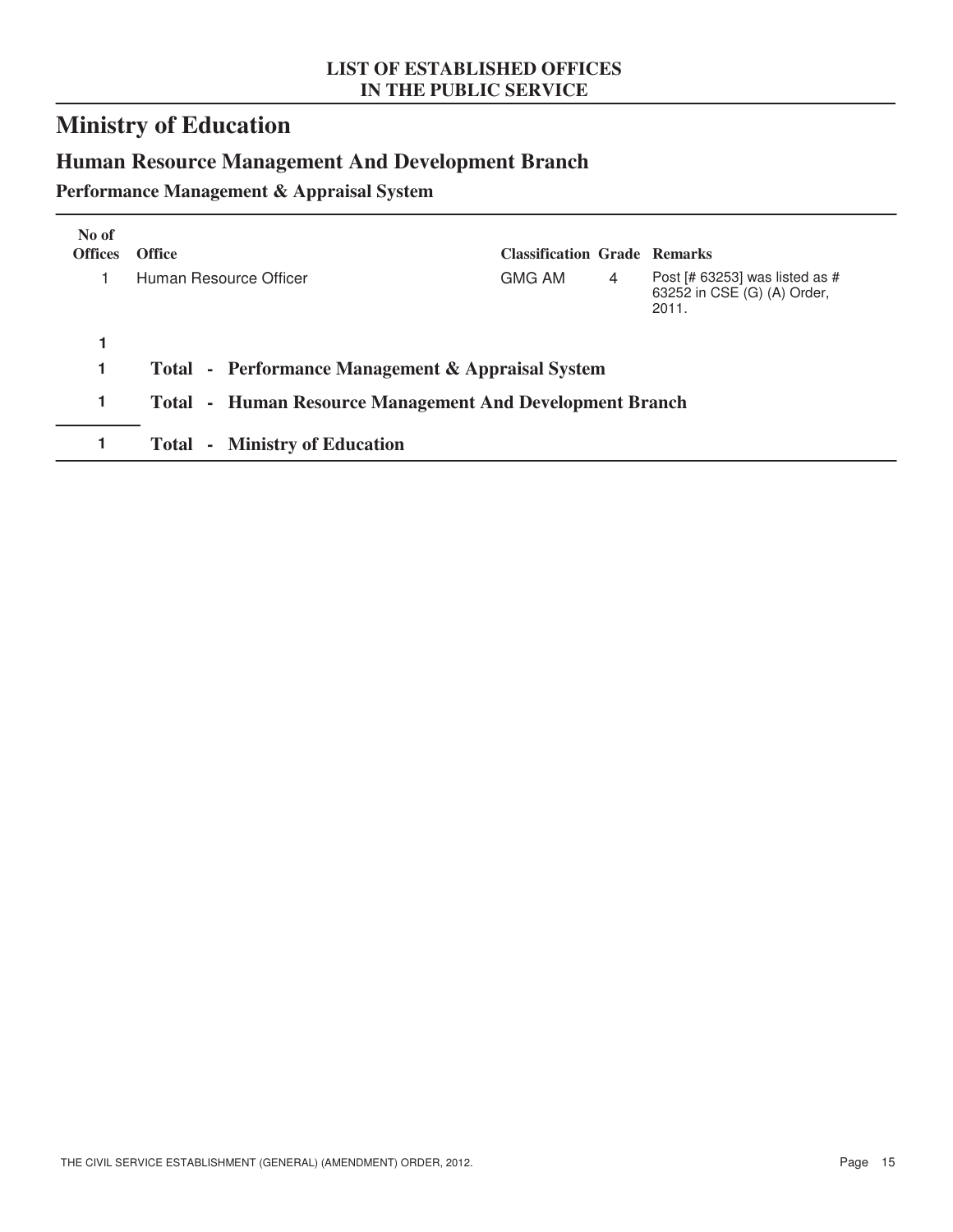**LIST OF ESTABLISHED OFFICES
IN THE PUBLIC SERVICE**

# Ministry of Education

## Human Resource Management And Development Branch

### Performance Management & Appraisal System

| No of Offices | Office | Classification | Grade | Remarks |
|---|---|---|---|---|
| 1 | Human Resource Officer | GMG AM | 4 | Post [# 63253] was listed as # 63252 in CSE (G) (A) Order, 2011. |
| **1** | | | | |
| **1** | **Total - Performance Management & Appraisal System** | | | |
| **1** | **Total - Human Resource Management And Development Branch** | | | |
| **1** | **Total - Ministry of Education** | | | |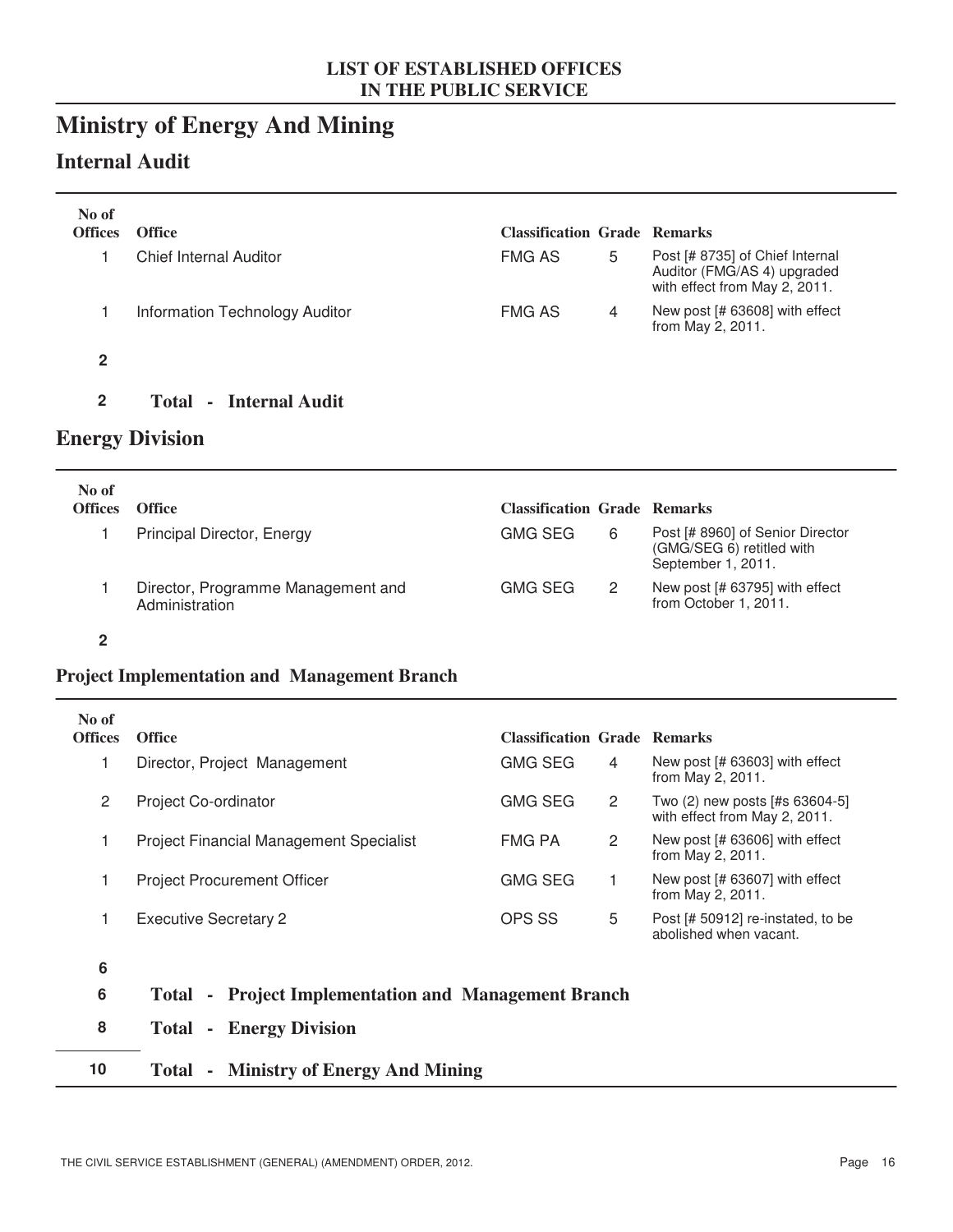# Ministry of Energy And Mining

## Internal Audit

| No of Offices | Office | Classification | Grade | Remarks |
|---|---|---|---|---|
| 1 | Chief Internal Auditor | FMG AS | 5 | Post [# 8735] of Chief Internal Auditor (FMG/AS 4) upgraded with effect from May 2, 2011. |
| 1 | Information Technology Auditor | FMG AS | 4 | New post [# 63608] with effect from May 2, 2011. |
| **2** | | | | |

**2 Total - Internal Audit**

## Energy Division

| No of Offices | Office | Classification | Grade | Remarks |
|---|---|---|---|---|
| 1 | Principal Director, Energy | GMG SEG | 6 | Post [# 8960] of Senior Director (GMG/SEG 6) retitled with September 1, 2011. |
| 1 | Director, Programme Management and Administration | GMG SEG | 2 | New post [# 63795] with effect from October 1, 2011. |
| **2** | | | | |

### Project Implementation and Management Branch

| No of Offices | Office | Classification | Grade | Remarks |
|---|---|---|---|---|
| 1 | Director, Project Management | GMG SEG | 4 | New post [# 63603] with effect from May 2, 2011. |
| 2 | Project Co-ordinator | GMG SEG | 2 | Two (2) new posts [#s 63604-5] with effect from May 2, 2011. |
| 1 | Project Financial Management Specialist | FMG PA | 2 | New post [# 63606] with effect from May 2, 2011. |
| 1 | Project Procurement Officer | GMG SEG | 1 | New post [# 63607] with effect from May 2, 2011. |
| 1 | Executive Secretary 2 | OPS SS | 5 | Post [# 50912] re-instated, to be abolished when vacant. |
| **6** | | | | |

**6 Total - Project Implementation and Management Branch**

**8 Total - Energy Division**

**10 Total - Ministry of Energy And Mining**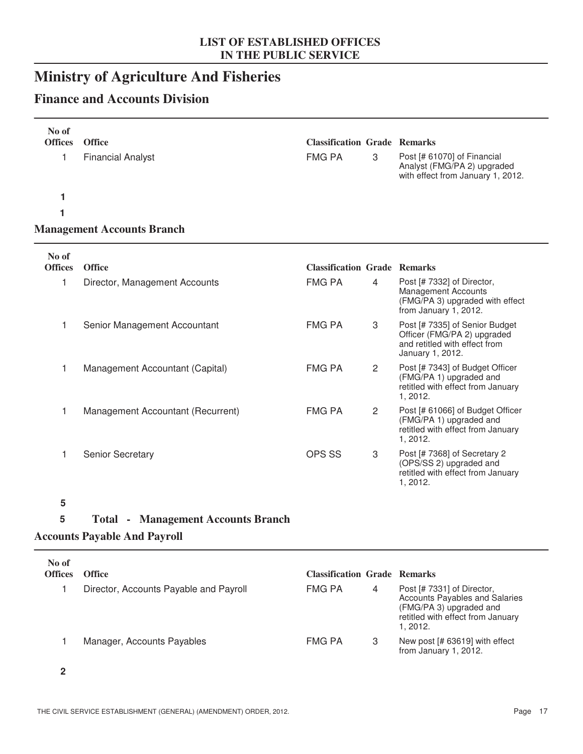LIST OF ESTABLISHED OFFICES
IN THE PUBLIC SERVICE

# Ministry of Agriculture And Fisheries

## Finance and Accounts Division

| No of Offices | Office | Classification | Grade | Remarks |
|---|---|---|---|---|
| 1 | Financial Analyst | FMG PA | 3 | Post [# 61070] of Financial Analyst (FMG/PA 2) upgraded with effect from January 1, 2012. |

**1**

**1**

## Management Accounts Branch

| No of Offices | Office | Classification | Grade | Remarks |
|---|---|---|---|---|
| 1 | Director, Management Accounts | FMG PA | 4 | Post [# 7332] of Director, Management Accounts (FMG/PA 3) upgraded with effect from January 1, 2012. |
| 1 | Senior Management Accountant | FMG PA | 3 | Post [# 7335] of Senior Budget Officer (FMG/PA 2) upgraded and retitled with effect from January 1, 2012. |
| 1 | Management Accountant (Capital) | FMG PA | 2 | Post [# 7343] of Budget Officer (FMG/PA 1) upgraded and retitled with effect from January 1, 2012. |
| 1 | Management Accountant (Recurrent) | FMG PA | 2 | Post [# 61066] of Budget Officer (FMG/PA 1) upgraded and retitled with effect from January 1, 2012. |
| 1 | Senior Secretary | OPS SS | 3 | Post [# 7368] of Secretary 2 (OPS/SS 2) upgraded and retitled with effect from January 1, 2012. |

**5**

**5 Total - Management Accounts Branch**

## Accounts Payable And Payroll

| No of Offices | Office | Classification | Grade | Remarks |
|---|---|---|---|---|
| 1 | Director, Accounts Payable and Payroll | FMG PA | 4 | Post [# 7331] of Director, Accounts Payables and Salaries (FMG/PA 3) upgraded and retitled with effect from January 1, 2012. |
| 1 | Manager, Accounts Payables | FMG PA | 3 | New post [# 63619] with effect from January 1, 2012. |

**2**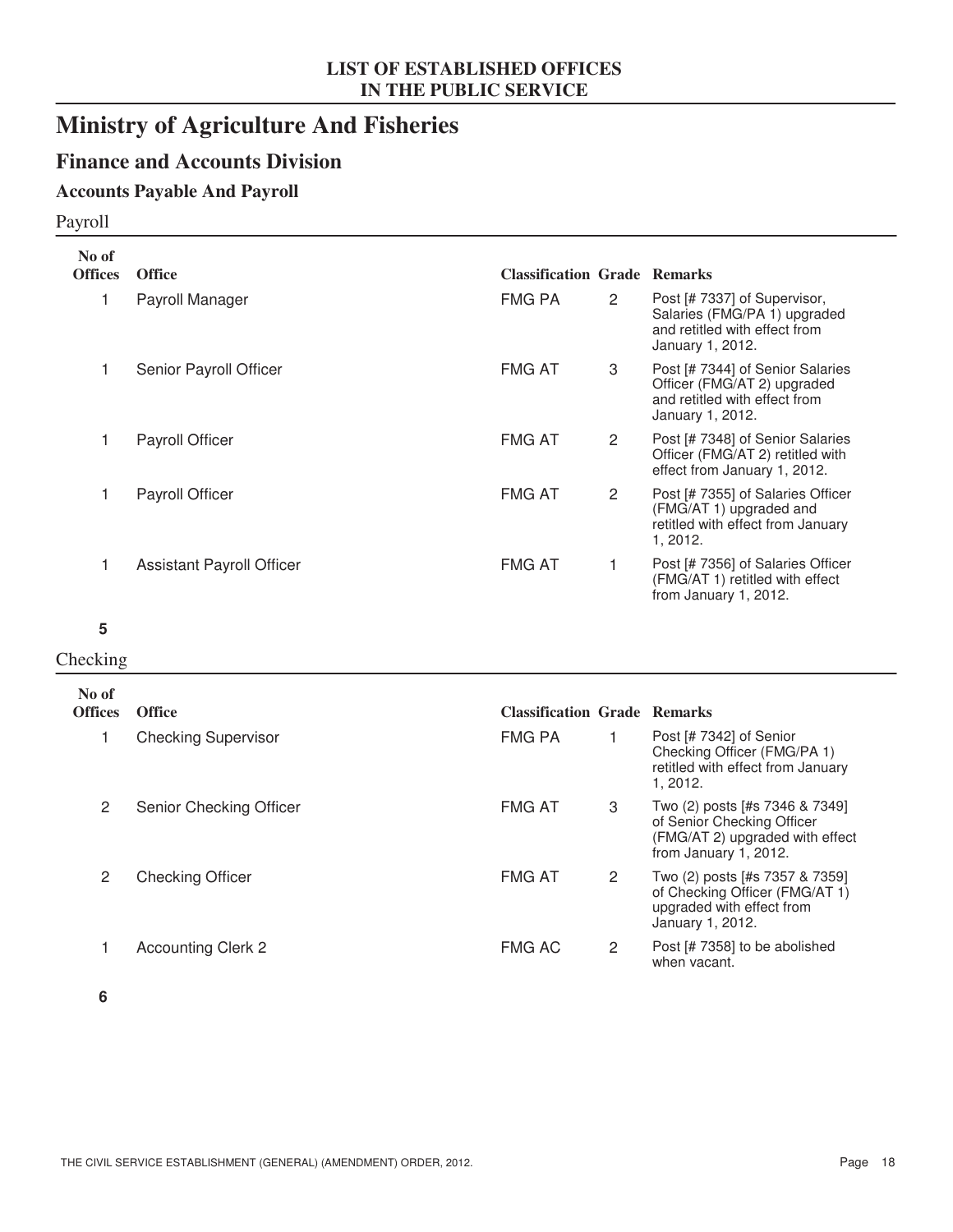# Ministry of Agriculture And Fisheries

## Finance and Accounts Division

### Accounts Payable And Payroll

Payroll

| No of Offices | Office | Classification | Grade | Remarks |
|---|---|---|---|---|
| 1 | Payroll Manager | FMG PA | 2 | Post [# 7337] of Supervisor, Salaries (FMG/PA 1) upgraded and retitled with effect from January 1, 2012. |
| 1 | Senior Payroll Officer | FMG AT | 3 | Post [# 7344] of Senior Salaries Officer (FMG/AT 2) upgraded and retitled with effect from January 1, 2012. |
| 1 | Payroll Officer | FMG AT | 2 | Post [# 7348] of Senior Salaries Officer (FMG/AT 2) retitled with effect from January 1, 2012. |
| 1 | Payroll Officer | FMG AT | 2 | Post [# 7355] of Salaries Officer (FMG/AT 1) upgraded and retitled with effect from January 1, 2012. |
| 1 | Assistant Payroll Officer | FMG AT | 1 | Post [# 7356] of Salaries Officer (FMG/AT 1) retitled with effect from January 1, 2012. |
| **5** | | | | |

Checking

| No of Offices | Office | Classification | Grade | Remarks |
|---|---|---|---|---|
| 1 | Checking Supervisor | FMG PA | 1 | Post [# 7342] of Senior Checking Officer (FMG/PA 1) retitled with effect from January 1, 2012. |
| 2 | Senior Checking Officer | FMG AT | 3 | Two (2) posts [#s 7346 & 7349] of Senior Checking Officer (FMG/AT 2) upgraded with effect from January 1, 2012. |
| 2 | Checking Officer | FMG AT | 2 | Two (2) posts [#s 7357 & 7359] of Checking Officer (FMG/AT 1) upgraded with effect from January 1, 2012. |
| 1 | Accounting Clerk 2 | FMG AC | 2 | Post [# 7358] to be abolished when vacant. |
| **6** | | | | |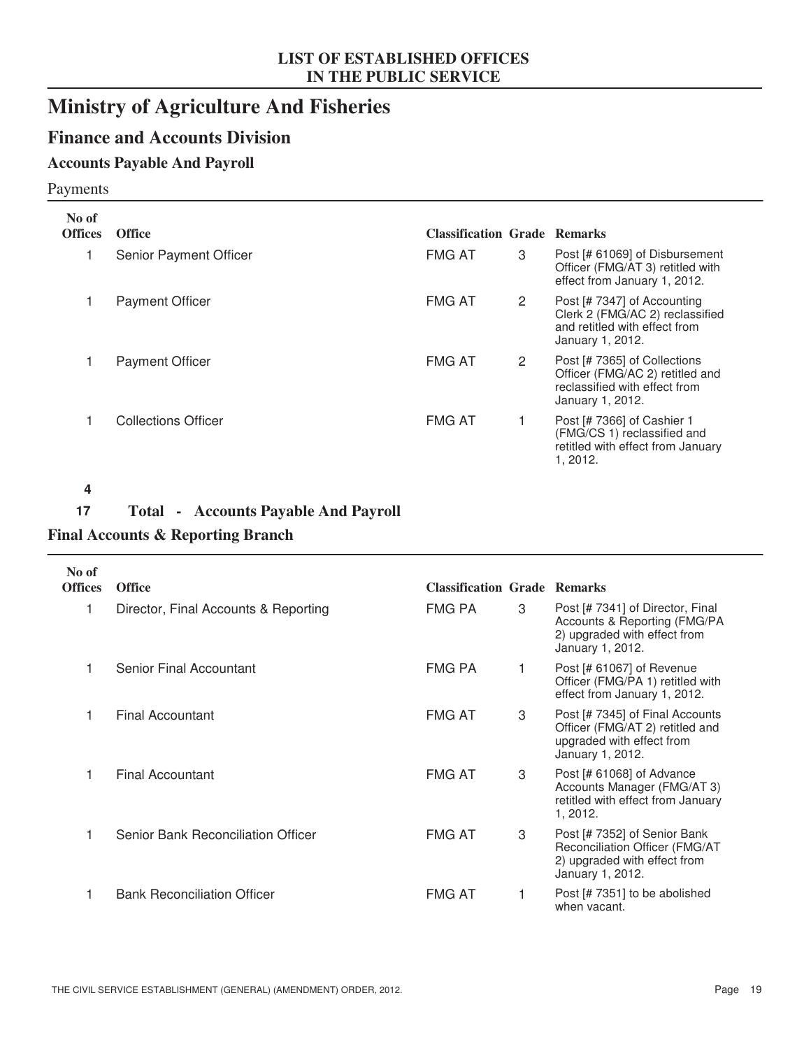# LIST OF ESTABLISHED OFFICES IN THE PUBLIC SERVICE

# Ministry of Agriculture And Fisheries

## Finance and Accounts Division

### Accounts Payable And Payroll

Payments

| No of Offices | Office | Classification | Grade | Remarks |
|---|---|---|---|---|
| 1 | Senior Payment Officer | FMG AT | 3 | Post [# 61069] of Disbursement Officer (FMG/AT 3) retitled with effect from January 1, 2012. |
| 1 | Payment Officer | FMG AT | 2 | Post [# 7347] of Accounting Clerk 2 (FMG/AC 2) reclassified and retitled with effect from January 1, 2012. |
| 1 | Payment Officer | FMG AT | 2 | Post [# 7365] of Collections Officer (FMG/AC 2) retitled and reclassified with effect from January 1, 2012. |
| 1 | Collections Officer | FMG AT | 1 | Post [# 7366] of Cashier 1 (FMG/CS 1) reclassified and retitled with effect from January 1, 2012. |

**4**

**17 Total - Accounts Payable And Payroll**

### Final Accounts & Reporting Branch

| No of Offices | Office | Classification | Grade | Remarks |
|---|---|---|---|---|
| 1 | Director, Final Accounts & Reporting | FMG PA | 3 | Post [# 7341] of Director, Final Accounts & Reporting (FMG/PA 2) upgraded with effect from January 1, 2012. |
| 1 | Senior Final Accountant | FMG PA | 1 | Post [# 61067] of Revenue Officer (FMG/PA 1) retitled with effect from January 1, 2012. |
| 1 | Final Accountant | FMG AT | 3 | Post [# 7345] of Final Accounts Officer (FMG/AT 2) retitled and upgraded with effect from January 1, 2012. |
| 1 | Final Accountant | FMG AT | 3 | Post [# 61068] of Advance Accounts Manager (FMG/AT 3) retitled with effect from January 1, 2012. |
| 1 | Senior Bank Reconciliation Officer | FMG AT | 3 | Post [# 7352] of Senior Bank Reconciliation Officer (FMG/AT 2) upgraded with effect from January 1, 2012. |
| 1 | Bank Reconciliation Officer | FMG AT | 1 | Post [# 7351] to be abolished when vacant. |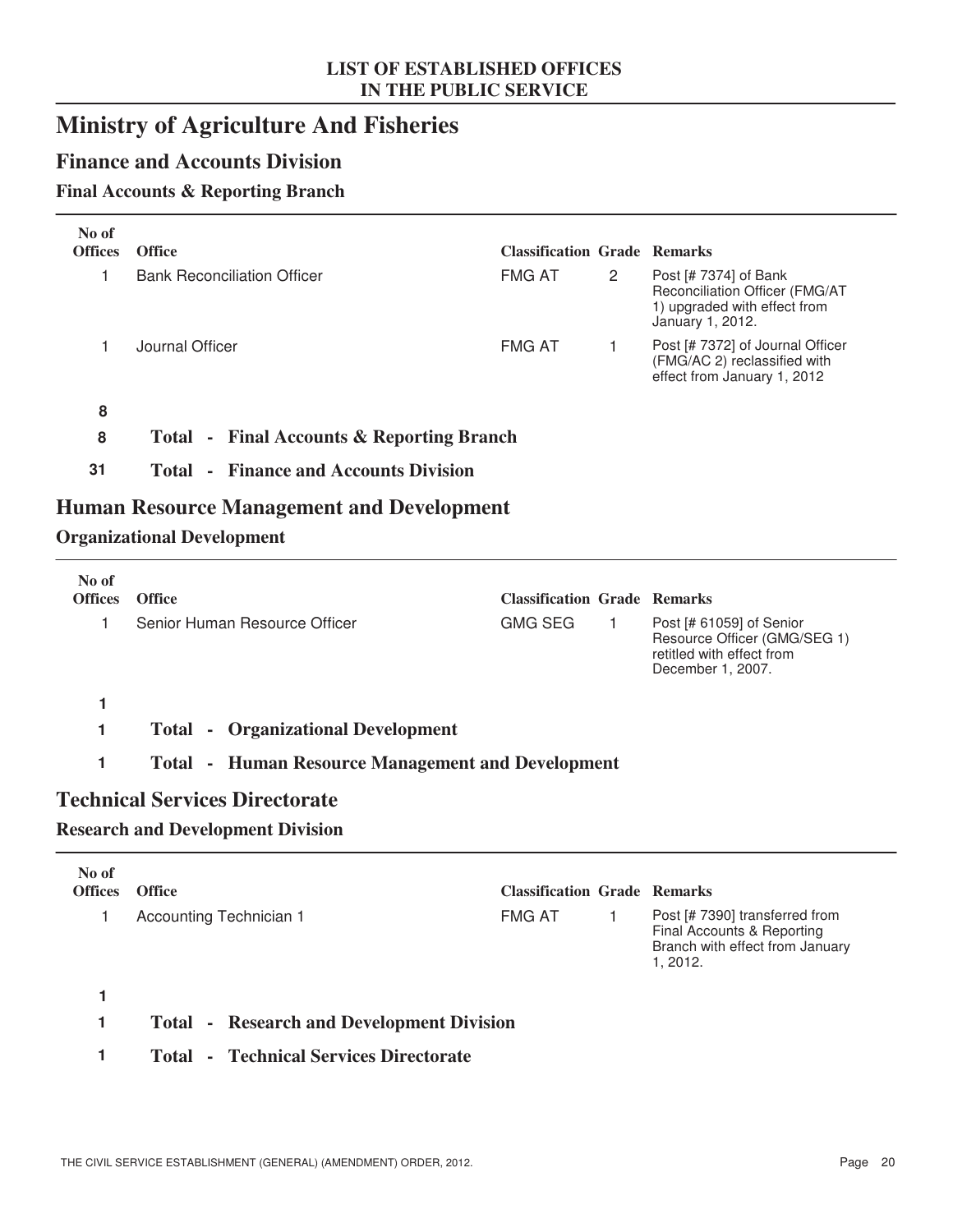## LIST OF ESTABLISHED OFFICES IN THE PUBLIC SERVICE

# Ministry of Agriculture And Fisheries

## Finance and Accounts Division

### Final Accounts & Reporting Branch

| No of Offices | Office | Classification | Grade | Remarks |
|---|---|---|---|---|
| 1 | Bank Reconciliation Officer | FMG AT | 2 | Post [# 7374] of Bank Reconciliation Officer (FMG/AT 1) upgraded with effect from January 1, 2012. |
| 1 | Journal Officer | FMG AT | 1 | Post [# 7372] of Journal Officer (FMG/AC 2) reclassified with effect from January 1, 2012 |
| **8** | | | | |
| **8** | **Total - Final Accounts & Reporting Branch** | | | |
| **31** | **Total - Finance and Accounts Division** | | | |

## Human Resource Management and Development

### Organizational Development

| No of Offices | Office | Classification | Grade | Remarks |
|---|---|---|---|---|
| 1 | Senior Human Resource Officer | GMG SEG | 1 | Post [# 61059] of Senior Resource Officer (GMG/SEG 1) retitled with effect from December 1, 2007. |
| **1** | | | | |
| **1** | **Total - Organizational Development** | | | |
| **1** | **Total - Human Resource Management and Development** | | | |

## Technical Services Directorate

### Research and Development Division

| No of Offices | Office | Classification | Grade | Remarks |
|---|---|---|---|---|
| 1 | Accounting Technician 1 | FMG AT | 1 | Post [# 7390] transferred from Final Accounts & Reporting Branch with effect from January 1, 2012. |
| **1** | | | | |
| **1** | **Total - Research and Development Division** | | | |
| **1** | **Total - Technical Services Directorate** | | | |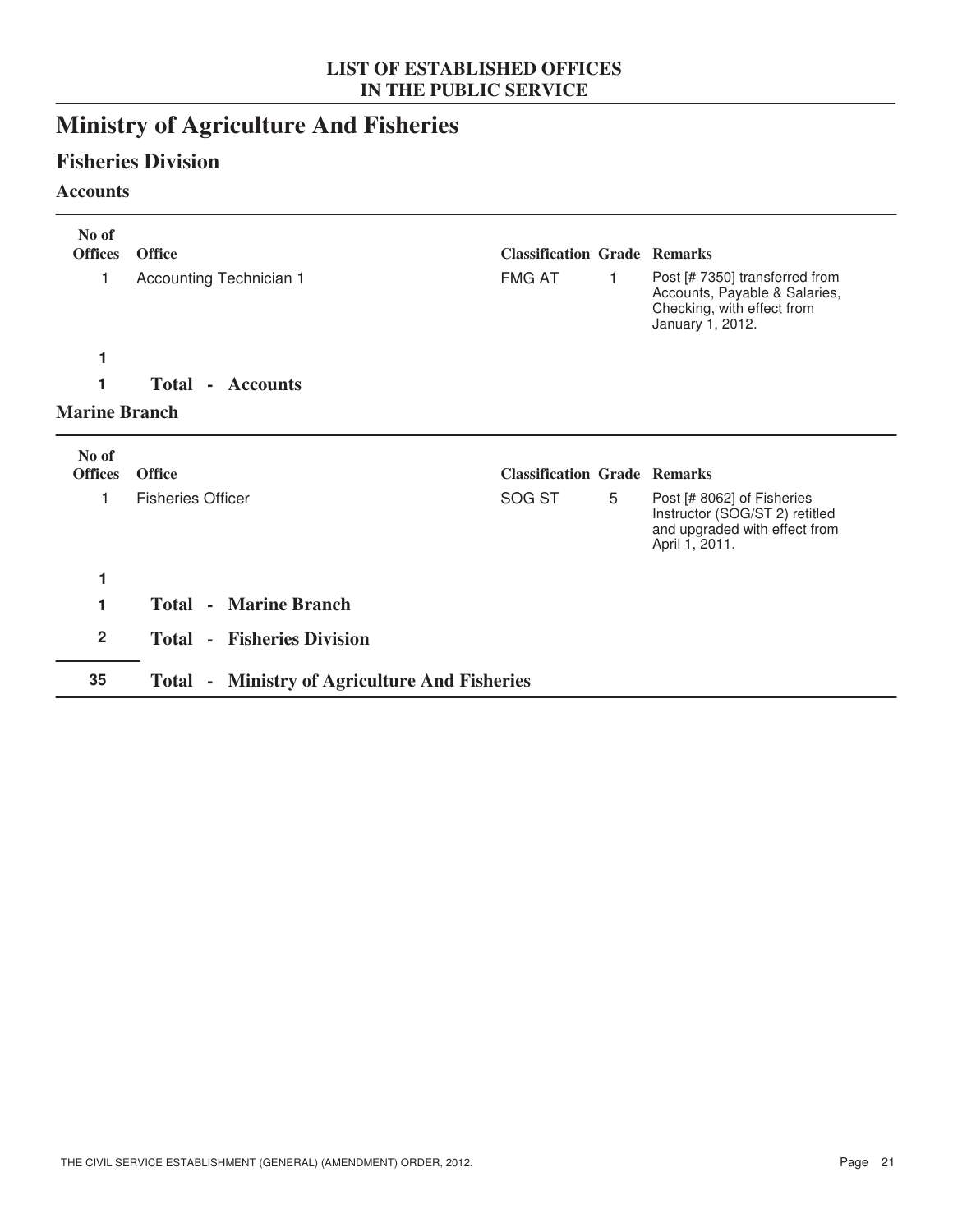LIST OF ESTABLISHED OFFICES
IN THE PUBLIC SERVICE

# Ministry of Agriculture And Fisheries

## Fisheries Division

### Accounts

| No of Offices | Office | Classification | Grade | Remarks |
|---|---|---|---|---|
| 1 | Accounting Technician 1 | FMG AT | 1 | Post [# 7350] transferred from Accounts, Payable & Salaries, Checking, with effect from January 1, 2012. |
| **1** | | | | |
| **1** | **Total - Accounts** | | | |

### Marine Branch

| No of Offices | Office | Classification | Grade | Remarks |
|---|---|---|---|---|
| 1 | Fisheries Officer | SOG ST | 5 | Post [# 8062] of Fisheries Instructor (SOG/ST 2) retitled and upgraded with effect from April 1, 2011. |
| **1** | | | | |
| **1** | **Total - Marine Branch** | | | |
| **2** | **Total - Fisheries Division** | | | |
| **35** | **Total - Ministry of Agriculture And Fisheries** | | | |

THE CIVIL SERVICE ESTABLISHMENT (GENERAL) (AMENDMENT) ORDER, 2012.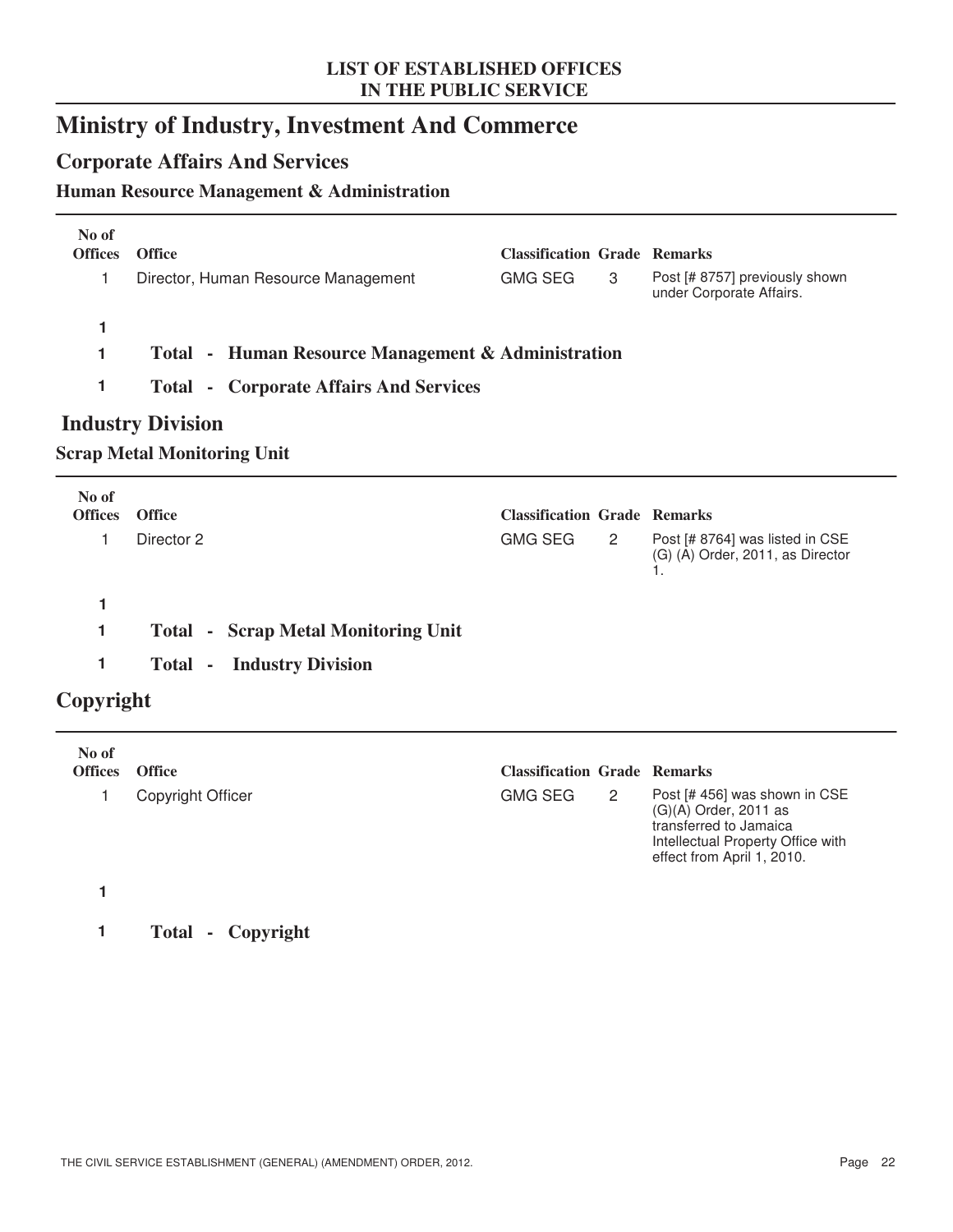**LIST OF ESTABLISHED OFFICES**
**IN THE PUBLIC SERVICE**

# Ministry of Industry, Investment And Commerce

## Corporate Affairs And Services

### Human Resource Management & Administration

| No of Offices | Office | Classification | Grade | Remarks |
|---|---|---|---|---|
| 1 | Director, Human Resource Management | GMG SEG | 3 | Post [# 8757] previously shown under Corporate Affairs. |
| **1** | | | | |
| **1** | **Total - Human Resource Management & Administration** | | | |
| **1** | **Total - Corporate Affairs And Services** | | | |

## Industry Division

### Scrap Metal Monitoring Unit

| No of Offices | Office | Classification | Grade | Remarks |
|---|---|---|---|---|
| 1 | Director 2 | GMG SEG | 2 | Post [# 8764] was listed in CSE (G) (A) Order, 2011, as Director 1. |
| **1** | | | | |
| **1** | **Total - Scrap Metal Monitoring Unit** | | | |
| **1** | **Total - Industry Division** | | | |

## Copyright

| No of Offices | Office | Classification | Grade | Remarks |
|---|---|---|---|---|
| 1 | Copyright Officer | GMG SEG | 2 | Post [# 456] was shown in CSE (G)(A) Order, 2011 as transferred to Jamaica Intellectual Property Office with effect from April 1, 2010. |
| **1** | | | | |
| **1** | **Total - Copyright** | | | |

THE CIVIL SERVICE ESTABLISHMENT (GENERAL) (AMENDMENT) ORDER, 2012.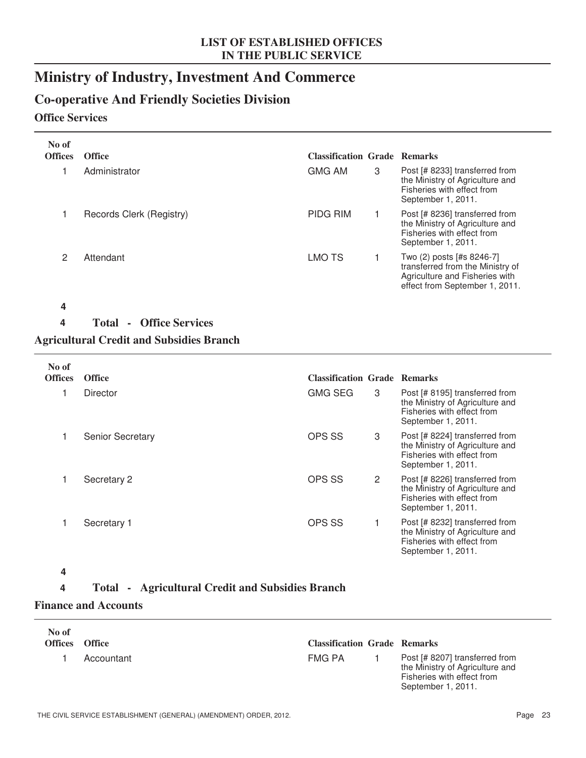# Ministry of Industry, Investment And Commerce

## Co-operative And Friendly Societies Division

### Office Services

| No of Offices | Office | Classification | Grade | Remarks |
|---|---|---|---|---|
| 1 | Administrator | GMG AM | 3 | Post [# 8233] transferred from the Ministry of Agriculture and Fisheries with effect from September 1, 2011. |
| 1 | Records Clerk (Registry) | PIDG RIM | 1 | Post [# 8236] transferred from the Ministry of Agriculture and Fisheries with effect from September 1, 2011. |
| 2 | Attendant | LMO TS | 1 | Two (2) posts [#s 8246-7] transferred from the Ministry of Agriculture and Fisheries with effect from September 1, 2011. |
| **4** | | | | |

**4 Total - Office Services**

### Agricultural Credit and Subsidies Branch

| No of Offices | Office | Classification | Grade | Remarks |
|---|---|---|---|---|
| 1 | Director | GMG SEG | 3 | Post [# 8195] transferred from the Ministry of Agriculture and Fisheries with effect from September 1, 2011. |
| 1 | Senior Secretary | OPS SS | 3 | Post [# 8224] transferred from the Ministry of Agriculture and Fisheries with effect from September 1, 2011. |
| 1 | Secretary 2 | OPS SS | 2 | Post [# 8226] transferred from the Ministry of Agriculture and Fisheries with effect from September 1, 2011. |
| 1 | Secretary 1 | OPS SS | 1 | Post [# 8232] transferred from the Ministry of Agriculture and Fisheries with effect from September 1, 2011. |
| **4** | | | | |

**4 Total - Agricultural Credit and Subsidies Branch**

### Finance and Accounts

| No of Offices | Office | Classification | Grade | Remarks |
|---|---|---|---|---|
| 1 | Accountant | FMG PA | 1 | Post [# 8207] transferred from the Ministry of Agriculture and Fisheries with effect from September 1, 2011. |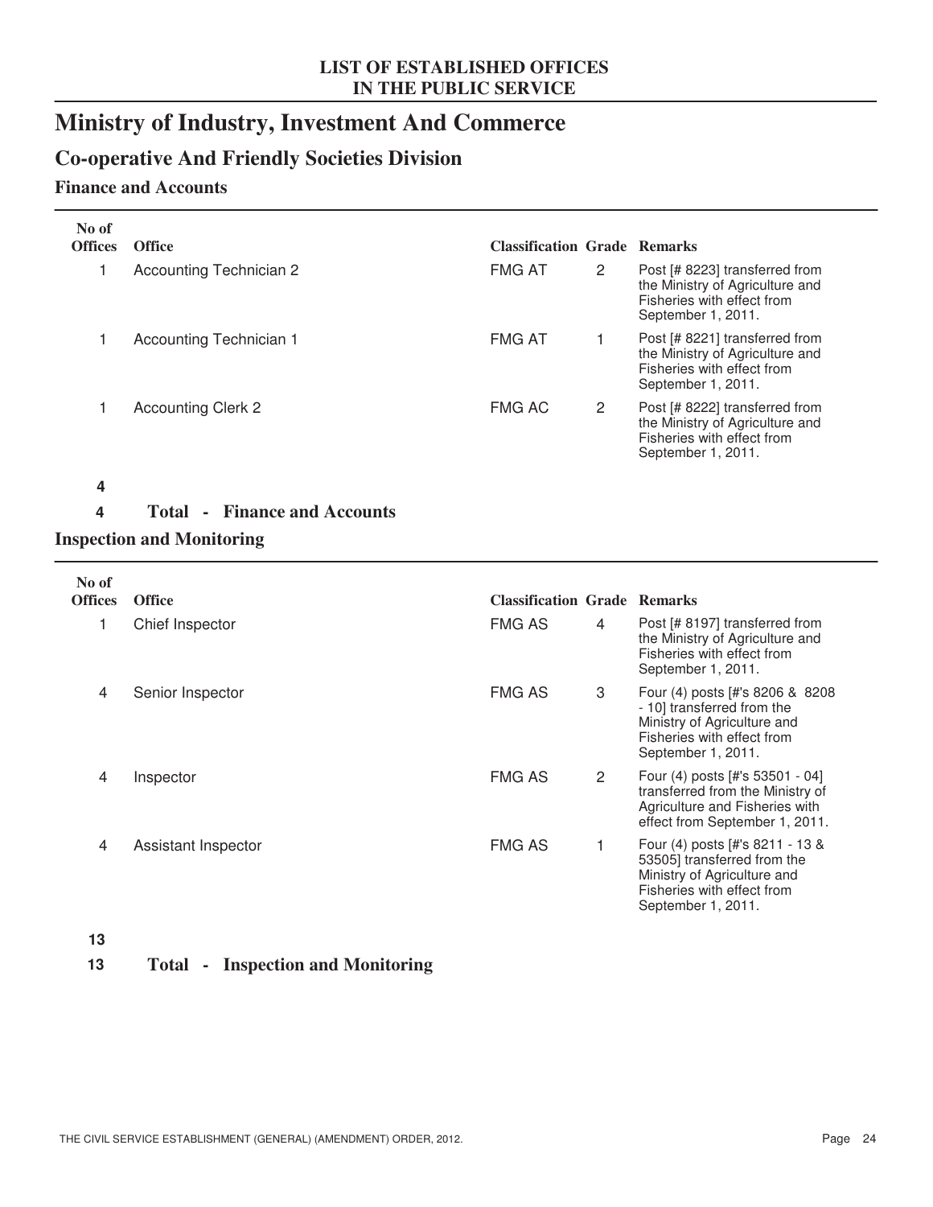**LIST OF ESTABLISHED OFFICES IN THE PUBLIC SERVICE**

# Ministry of Industry, Investment And Commerce

## Co-operative And Friendly Societies Division

### Finance and Accounts

| No of Offices | Office | Classification | Grade | Remarks |
|---|---|---|---|---|
| 1 | Accounting Technician 2 | FMG AT | 2 | Post [# 8223] transferred from the Ministry of Agriculture and Fisheries with effect from September 1, 2011. |
| 1 | Accounting Technician 1 | FMG AT | 1 | Post [# 8221] transferred from the Ministry of Agriculture and Fisheries with effect from September 1, 2011. |
| 1 | Accounting Clerk 2 | FMG AC | 2 | Post [# 8222] transferred from the Ministry of Agriculture and Fisheries with effect from September 1, 2011. |
| **4** | | | | |
| **4** | **Total - Finance and Accounts** | | | |

### Inspection and Monitoring

| No of Offices | Office | Classification | Grade | Remarks |
|---|---|---|---|---|
| 1 | Chief Inspector | FMG AS | 4 | Post [# 8197] transferred from the Ministry of Agriculture and Fisheries with effect from September 1, 2011. |
| 4 | Senior Inspector | FMG AS | 3 | Four (4) posts [#'s 8206 & 8208 - 10] transferred from the Ministry of Agriculture and Fisheries with effect from September 1, 2011. |
| 4 | Inspector | FMG AS | 2 | Four (4) posts [#'s 53501 - 04] transferred from the Ministry of Agriculture and Fisheries with effect from September 1, 2011. |
| 4 | Assistant Inspector | FMG AS | 1 | Four (4) posts [#'s 8211 - 13 & 53505] transferred from the Ministry of Agriculture and Fisheries with effect from September 1, 2011. |
| **13** | | | | |
| **13** | **Total - Inspection and Monitoring** | | | |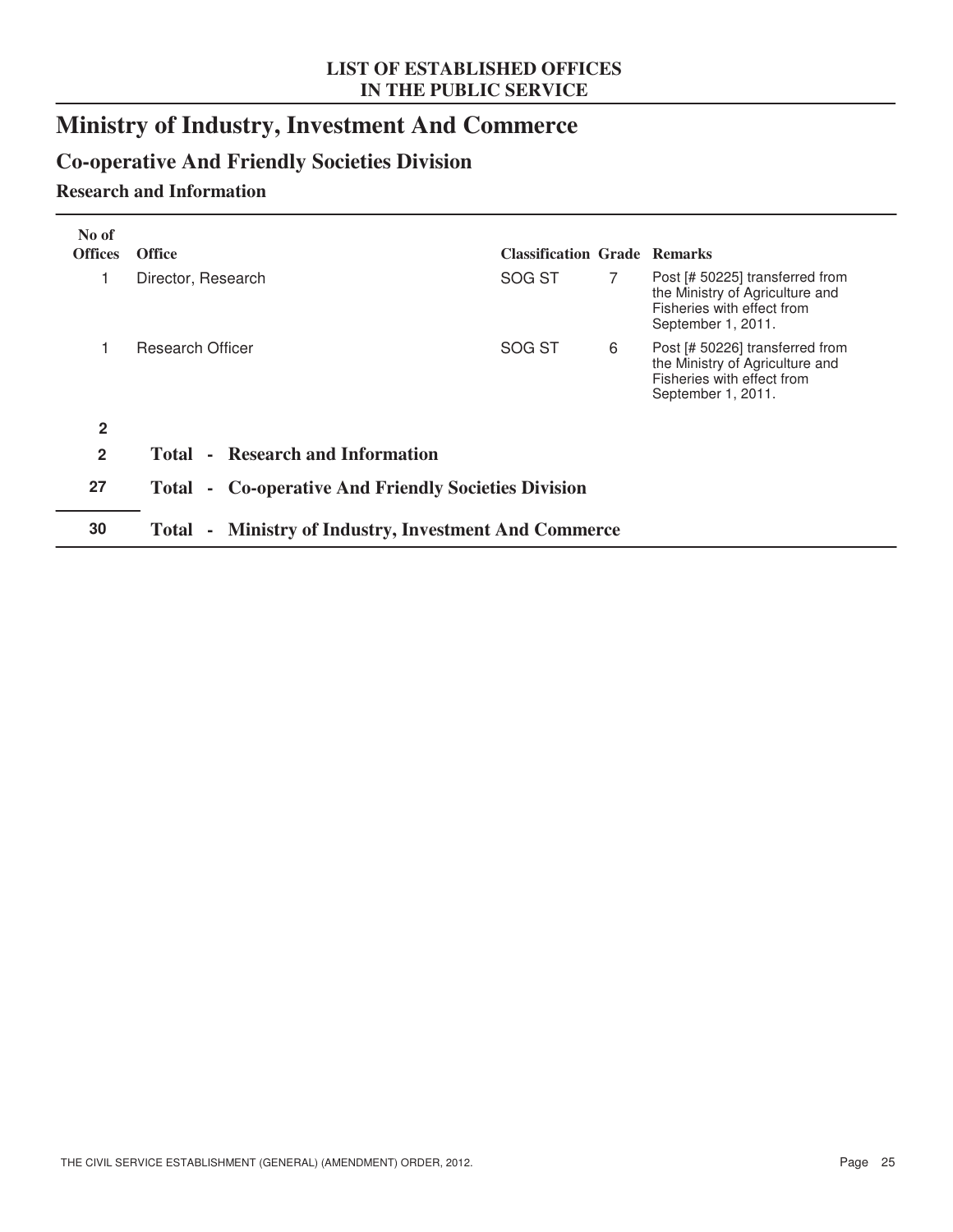# Ministry of Industry, Investment And Commerce

## Co-operative And Friendly Societies Division

### Research and Information

| No of Offices | Office | Classification | Grade | Remarks |
|---|---|---|---|---|
| 1 | Director, Research | SOG ST | 7 | Post [# 50225] transferred from the Ministry of Agriculture and Fisheries with effect from September 1, 2011. |
| 1 | Research Officer | SOG ST | 6 | Post [# 50226] transferred from the Ministry of Agriculture and Fisheries with effect from September 1, 2011. |
| **2** | | | | |
| **2** | **Total - Research and Information** | | | |
| **27** | **Total - Co-operative And Friendly Societies Division** | | | |
| **30** | **Total - Ministry of Industry, Investment And Commerce** | | | |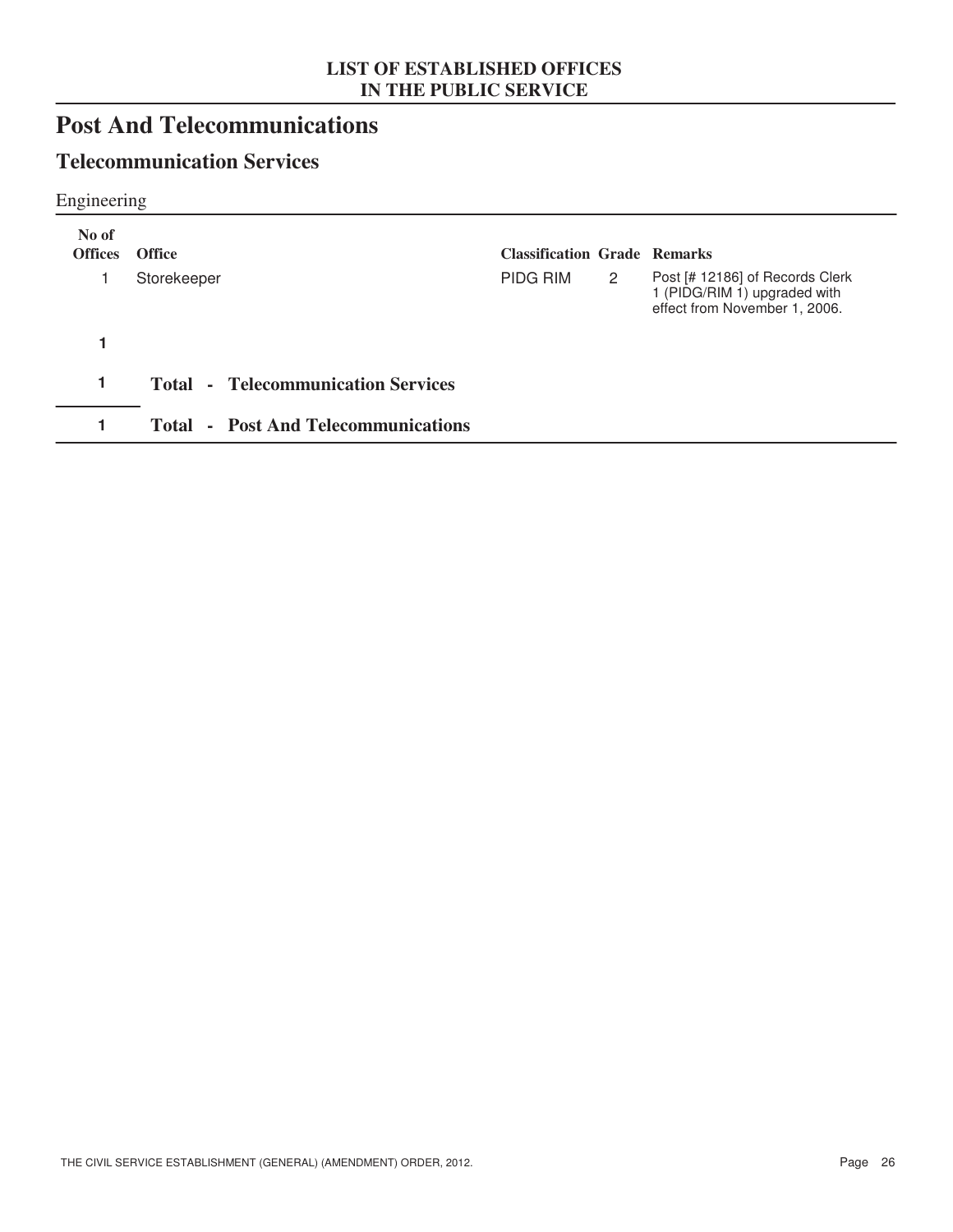**LIST OF ESTABLISHED OFFICES IN THE PUBLIC SERVICE**

# Post And Telecommunications

## Telecommunication Services

### Engineering

| No of Offices | Office | Classification | Grade | Remarks |
|---|---|---|---|---|
| 1 | Storekeeper | PIDG RIM | 2 | Post [# 12186] of Records Clerk 1 (PIDG/RIM 1) upgraded with effect from November 1, 2006. |
| **1** | | | | |
| **1** | **Total - Telecommunication Services** | | | |
| **1** | **Total - Post And Telecommunications** | | | |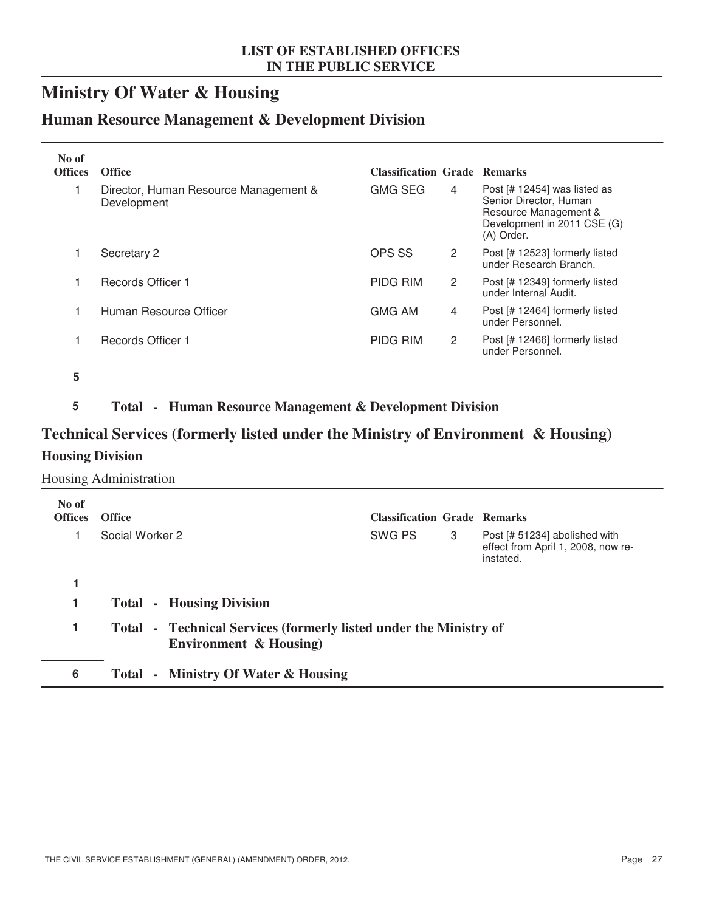**LIST OF ESTABLISHED OFFICES IN THE PUBLIC SERVICE**

# Ministry Of Water & Housing

## Human Resource Management & Development Division

| No of Offices | Office | Classification | Grade | Remarks |
|---|---|---|---|---|
| 1 | Director, Human Resource Management & Development | GMG SEG | 4 | Post [# 12454] was listed as Senior Director, Human Resource Management & Development in 2011 CSE (G) (A) Order. |
| 1 | Secretary 2 | OPS SS | 2 | Post [# 12523] formerly listed under Research Branch. |
| 1 | Records Officer 1 | PIDG RIM | 2 | Post [# 12349] formerly listed under Internal Audit. |
| 1 | Human Resource Officer | GMG AM | 4 | Post [# 12464] formerly listed under Personnel. |
| 1 | Records Officer 1 | PIDG RIM | 2 | Post [# 12466] formerly listed under Personnel. |
| **5** | | | | |

**5 Total - Human Resource Management & Development Division**

## Technical Services (formerly listed under the Ministry of Environment & Housing)

### Housing Division

Housing Administration

| No of Offices | Office | Classification | Grade | Remarks |
|---|---|---|---|---|
| 1 | Social Worker 2 | SWG PS | 3 | Post [# 51234] abolished with effect from April 1, 2008, now re-instated. |
| **1** | | | | |

**1 Total - Housing Division**

**1 Total - Technical Services (formerly listed under the Ministry of Environment & Housing)**

**6 Total - Ministry Of Water & Housing**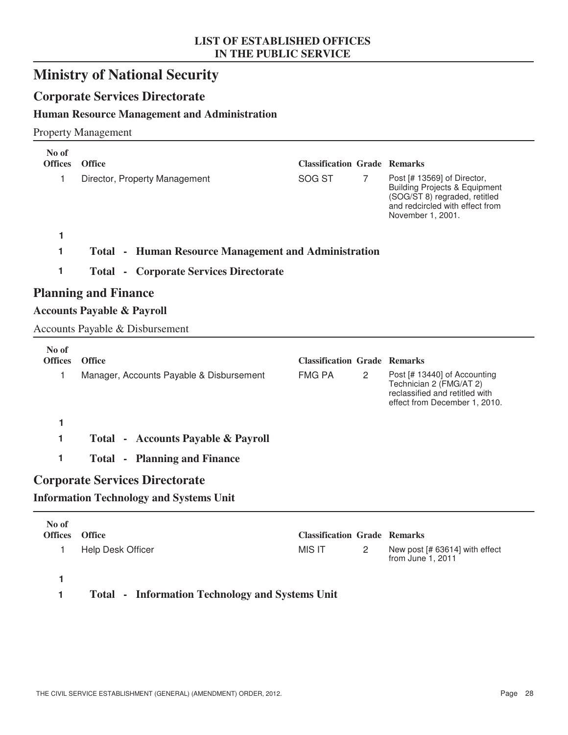# Ministry of National Security

## Corporate Services Directorate

### Human Resource Management and Administration

Property Management

| No of Offices | Office | Classification | Grade | Remarks |
|---|---|---|---|---|
| 1 | Director, Property Management | SOG ST | 7 | Post [# 13569] of Director, Building Projects & Equipment (SOG/ST 8) regraded, retitled and redcircled with effect from November 1, 2001. |
| **1** | | | | |

**1 Total - Human Resource Management and Administration**

**1 Total - Corporate Services Directorate**

## Planning and Finance

### Accounts Payable & Payroll

Accounts Payable & Disbursement

| No of Offices | Office | Classification | Grade | Remarks |
|---|---|---|---|---|
| 1 | Manager, Accounts Payable & Disbursement | FMG PA | 2 | Post [# 13440] of Accounting Technician 2 (FMG/AT 2) reclassified and retitled with effect from December 1, 2010. |
| **1** | | | | |

**1 Total - Accounts Payable & Payroll**

**1 Total - Planning and Finance**

## Corporate Services Directorate

### Information Technology and Systems Unit

| No of Offices | Office | Classification | Grade | Remarks |
|---|---|---|---|---|
| 1 | Help Desk Officer | MIS IT | 2 | New post [# 63614] with effect from June 1, 2011 |
| **1** | | | | |

**1 Total - Information Technology and Systems Unit**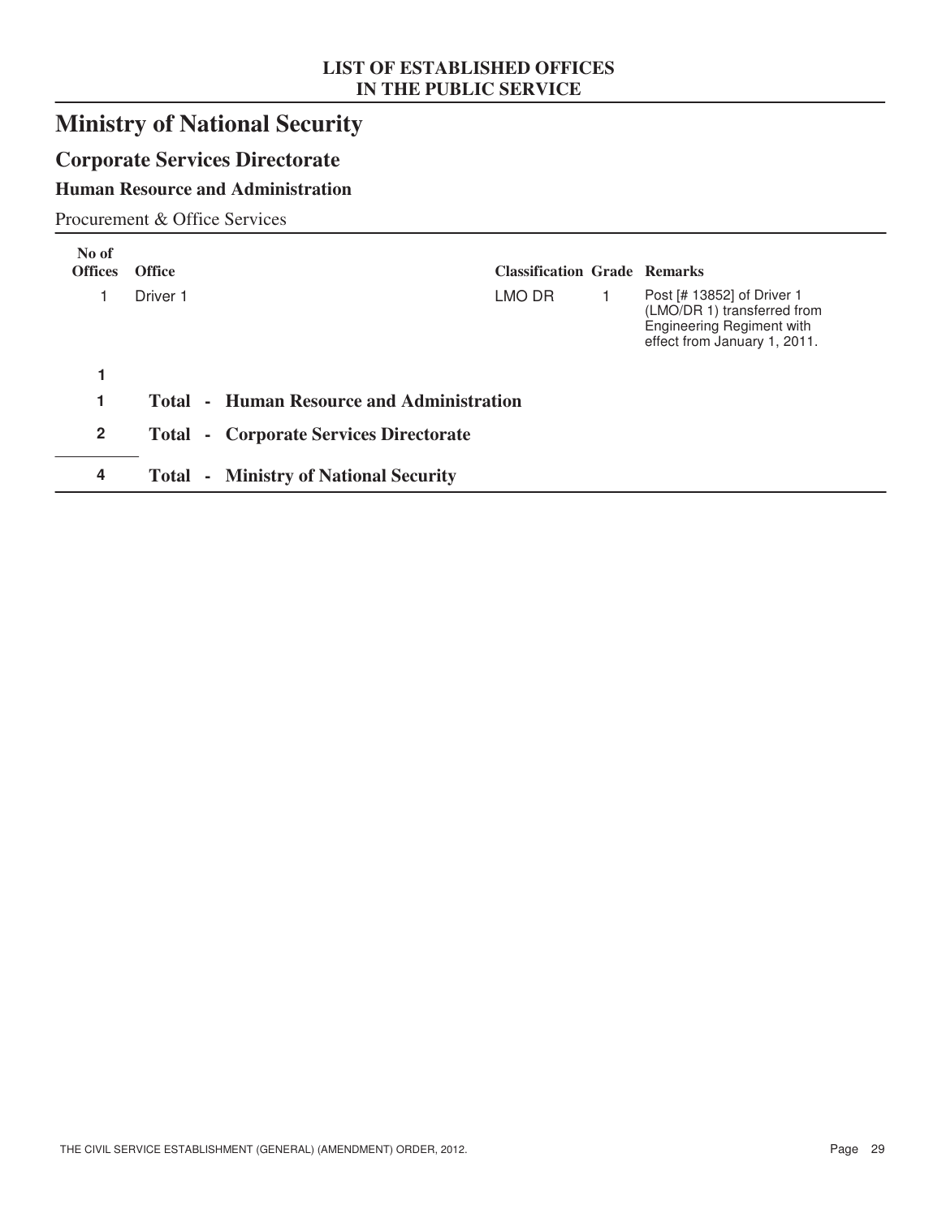LIST OF ESTABLISHED OFFICES
IN THE PUBLIC SERVICE

# Ministry of National Security

## Corporate Services Directorate

### Human Resource and Administration

Procurement & Office Services

| No of Offices | Office | Classification | Grade | Remarks |
|---|---|---|---|---|
| 1 | Driver 1 | LMO DR | 1 | Post [# 13852] of Driver 1 (LMO/DR 1) transferred from Engineering Regiment with effect from January 1, 2011. |
| **1** | | | | |
| **1** | **Total - Human Resource and Administration** | | | |
| **2** | **Total - Corporate Services Directorate** | | | |
| **4** | **Total - Ministry of National Security** | | | |

THE CIVIL SERVICE ESTABLISHMENT (GENERAL) (AMENDMENT) ORDER, 2012.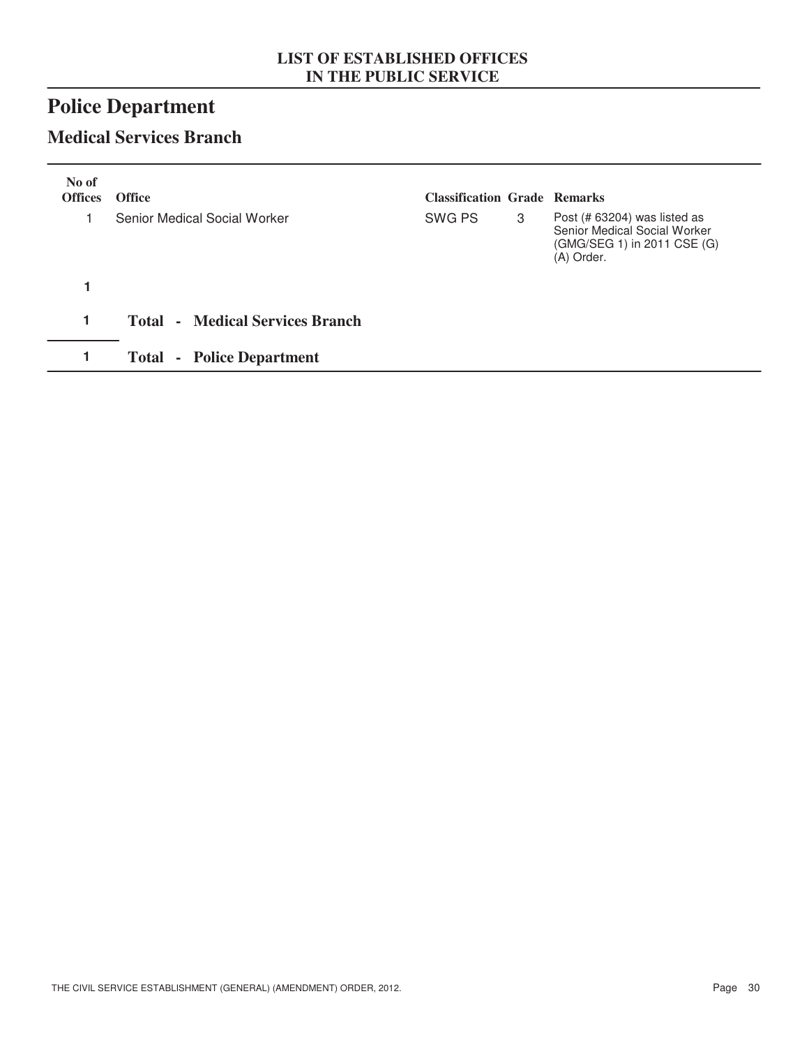**LIST OF ESTABLISHED OFFICES IN THE PUBLIC SERVICE**

# Police Department

## Medical Services Branch

| No of Offices | Office | Classification | Grade | Remarks |
|---|---|---|---|---|
| 1 | Senior Medical Social Worker | SWG PS | 3 | Post (# 63204) was listed as Senior Medical Social Worker (GMG/SEG 1) in 2011 CSE (G) (A) Order. |
| **1** | | | | |
| **1** | **Total - Medical Services Branch** | | | |
| **1** | **Total - Police Department** | | | |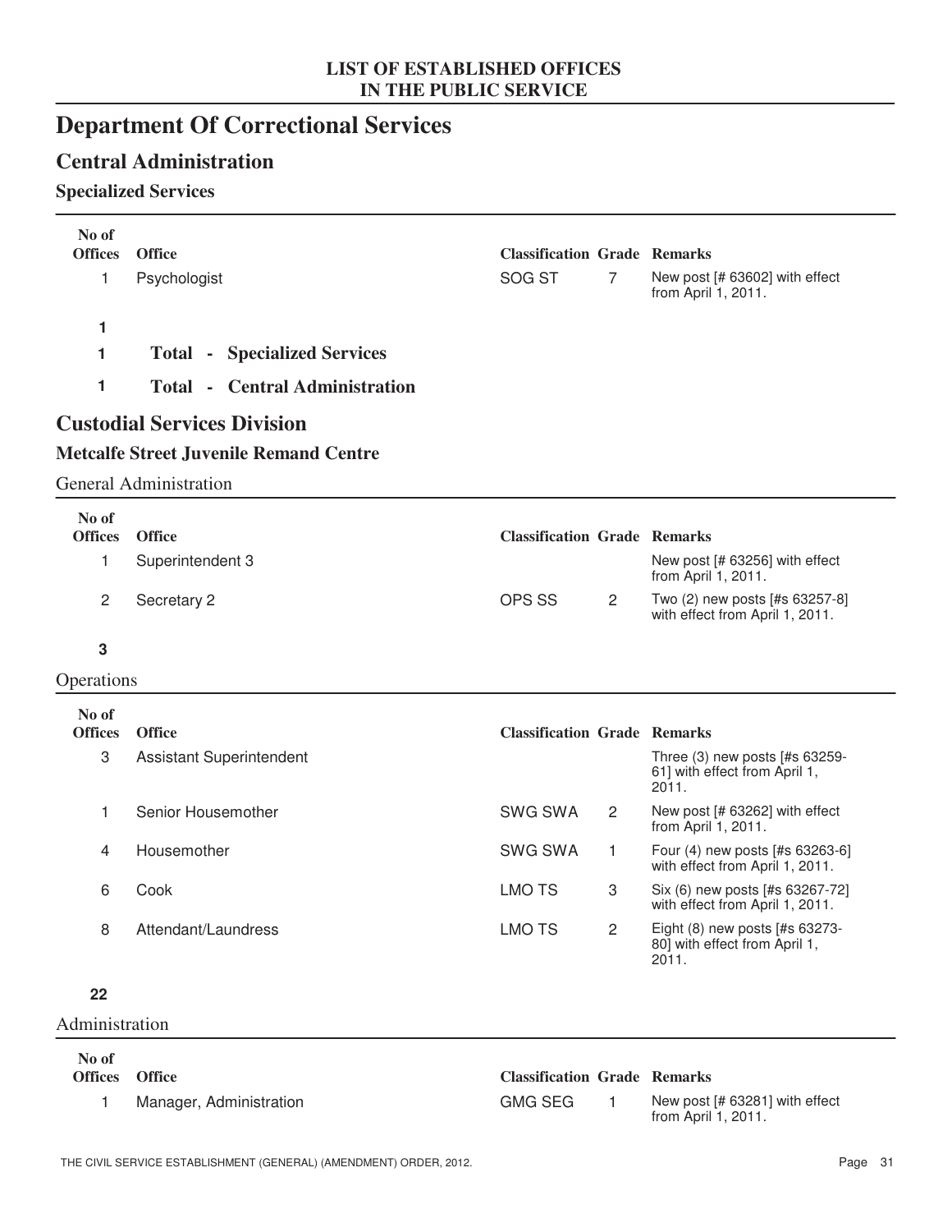# Department Of Correctional Services

## Central Administration

### Specialized Services

| No of Offices | Office | Classification | Grade | Remarks |
|---|---|---|---|---|
| 1 | Psychologist | SOG ST | 7 | New post [# 63602] with effect from April 1, 2011. |

**1**

**1** **Total - Specialized Services**

**1** **Total - Central Administration**

## Custodial Services Division

### Metcalfe Street Juvenile Remand Centre

General Administration

| No of Offices | Office | Classification | Grade | Remarks |
|---|---|---|---|---|
| 1 | Superintendent 3 | | | New post [# 63256] with effect from April 1, 2011. |
| 2 | Secretary 2 | OPS SS | 2 | Two (2) new posts [#s 63257-8] with effect from April 1, 2011. |

**3**

Operations

| No of Offices | Office | Classification | Grade | Remarks |
|---|---|---|---|---|
| 3 | Assistant Superintendent | | | Three (3) new posts [#s 63259-61] with effect from April 1, 2011. |
| 1 | Senior Housemother | SWG SWA | 2 | New post [# 63262] with effect from April 1, 2011. |
| 4 | Housemother | SWG SWA | 1 | Four (4) new posts [#s 63263-6] with effect from April 1, 2011. |
| 6 | Cook | LMO TS | 3 | Six (6) new posts [#s 63267-72] with effect from April 1, 2011. |
| 8 | Attendant/Laundress | LMO TS | 2 | Eight (8) new posts [#s 63273-80] with effect from April 1, 2011. |

**22**

Administration

| No of Offices | Office | Classification | Grade | Remarks |
|---|---|---|---|---|
| 1 | Manager, Administration | GMG SEG | 1 | New post [# 63281] with effect from April 1, 2011. |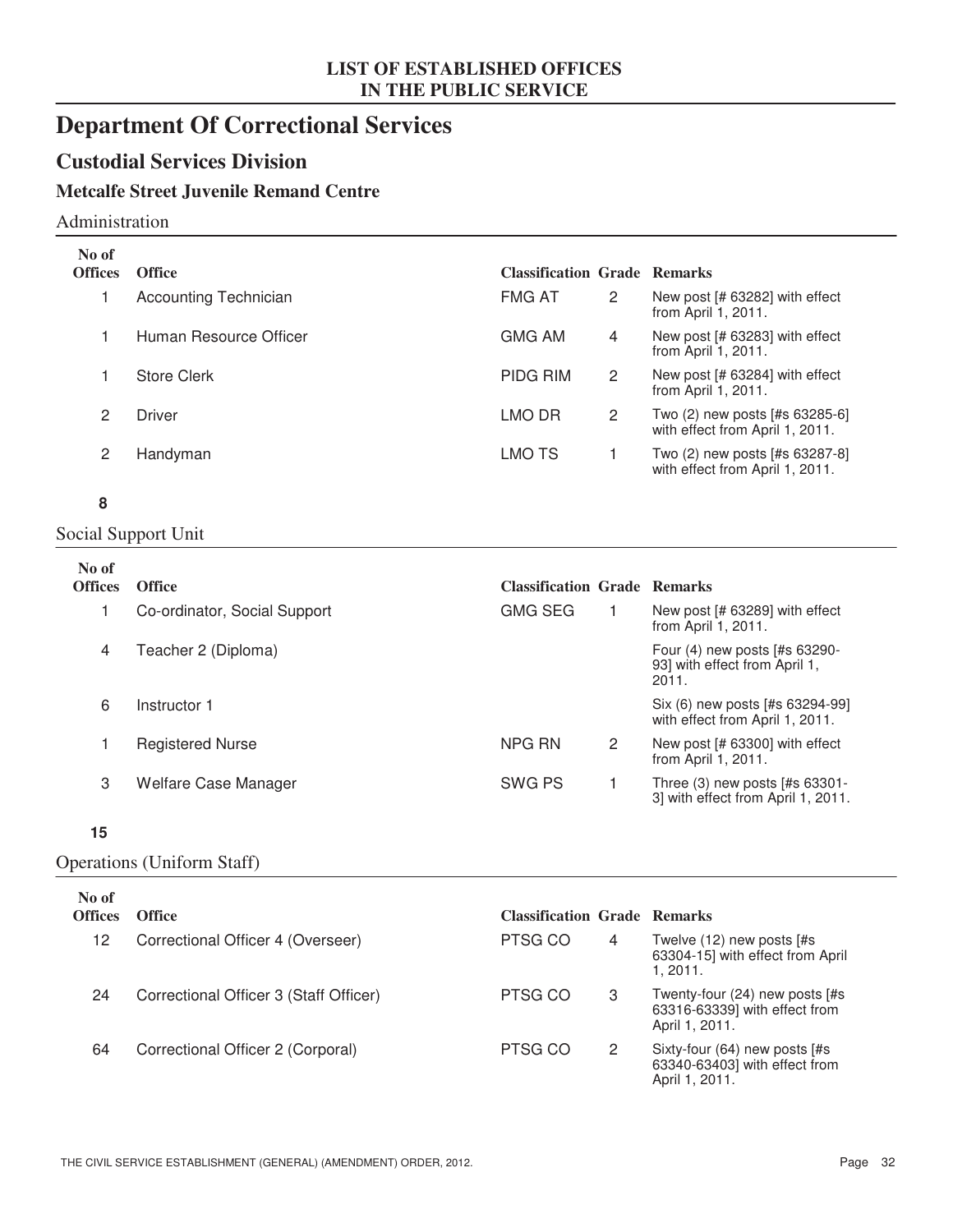# Department Of Correctional Services

## Custodial Services Division

### Metcalfe Street Juvenile Remand Centre

#### Administration

| No of Offices | Office | Classification | Grade | Remarks |
|---|---|---|---|---|
| 1 | Accounting Technician | FMG AT | 2 | New post [# 63282] with effect from April 1, 2011. |
| 1 | Human Resource Officer | GMG AM | 4 | New post [# 63283] with effect from April 1, 2011. |
| 1 | Store Clerk | PIDG RIM | 2 | New post [# 63284] with effect from April 1, 2011. |
| 2 | Driver | LMO DR | 2 | Two (2) new posts [#s 63285-6] with effect from April 1, 2011. |
| 2 | Handyman | LMO TS | 1 | Two (2) new posts [#s 63287-8] with effect from April 1, 2011. |
| **8** | | | | |

#### Social Support Unit

| No of Offices | Office | Classification | Grade | Remarks |
|---|---|---|---|---|
| 1 | Co-ordinator, Social Support | GMG SEG | 1 | New post [# 63289] with effect from April 1, 2011. |
| 4 | Teacher 2 (Diploma) | | | Four (4) new posts [#s 63290-93] with effect from April 1, 2011. |
| 6 | Instructor 1 | | | Six (6) new posts [#s 63294-99] with effect from April 1, 2011. |
| 1 | Registered Nurse | NPG RN | 2 | New post [# 63300] with effect from April 1, 2011. |
| 3 | Welfare Case Manager | SWG PS | 1 | Three (3) new posts [#s 63301-3] with effect from April 1, 2011. |
| **15** | | | | |

#### Operations (Uniform Staff)

| No of Offices | Office | Classification | Grade | Remarks |
|---|---|---|---|---|
| 12 | Correctional Officer 4 (Overseer) | PTSG CO | 4 | Twelve (12) new posts [#s 63304-15] with effect from April 1, 2011. |
| 24 | Correctional Officer 3 (Staff Officer) | PTSG CO | 3 | Twenty-four (24) new posts [#s 63316-63339] with effect from April 1, 2011. |
| 64 | Correctional Officer 2 (Corporal) | PTSG CO | 2 | Sixty-four (64) new posts [#s 63340-63403] with effect from April 1, 2011. |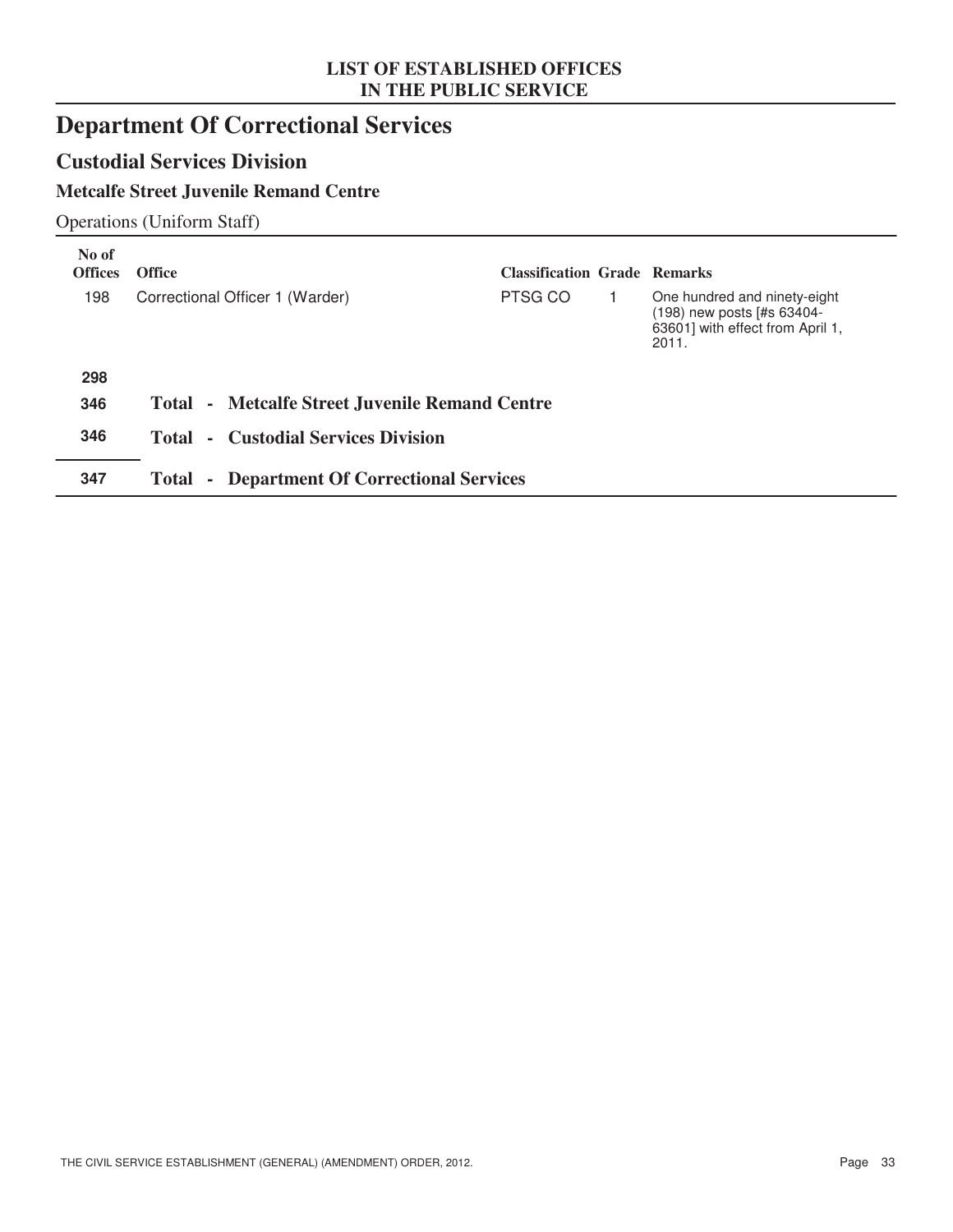LIST OF ESTABLISHED OFFICES
IN THE PUBLIC SERVICE

# Department Of Correctional Services

## Custodial Services Division

### Metcalfe Street Juvenile Remand Centre

Operations (Uniform Staff)

| No of Offices | Office | Classification | Grade | Remarks |
|---|---|---|---|---|
| 198 | Correctional Officer 1 (Warder) | PTSG CO | 1 | One hundred and ninety-eight (198) new posts [#s 63404-63601] with effect from April 1, 2011. |
| **298** | | | | |
| **346** | **Total - Metcalfe Street Juvenile Remand Centre** | | | |
| **346** | **Total - Custodial Services Division** | | | |
| **347** | **Total - Department Of Correctional Services** | | | |

THE CIVIL SERVICE ESTABLISHMENT (GENERAL) (AMENDMENT) ORDER, 2012.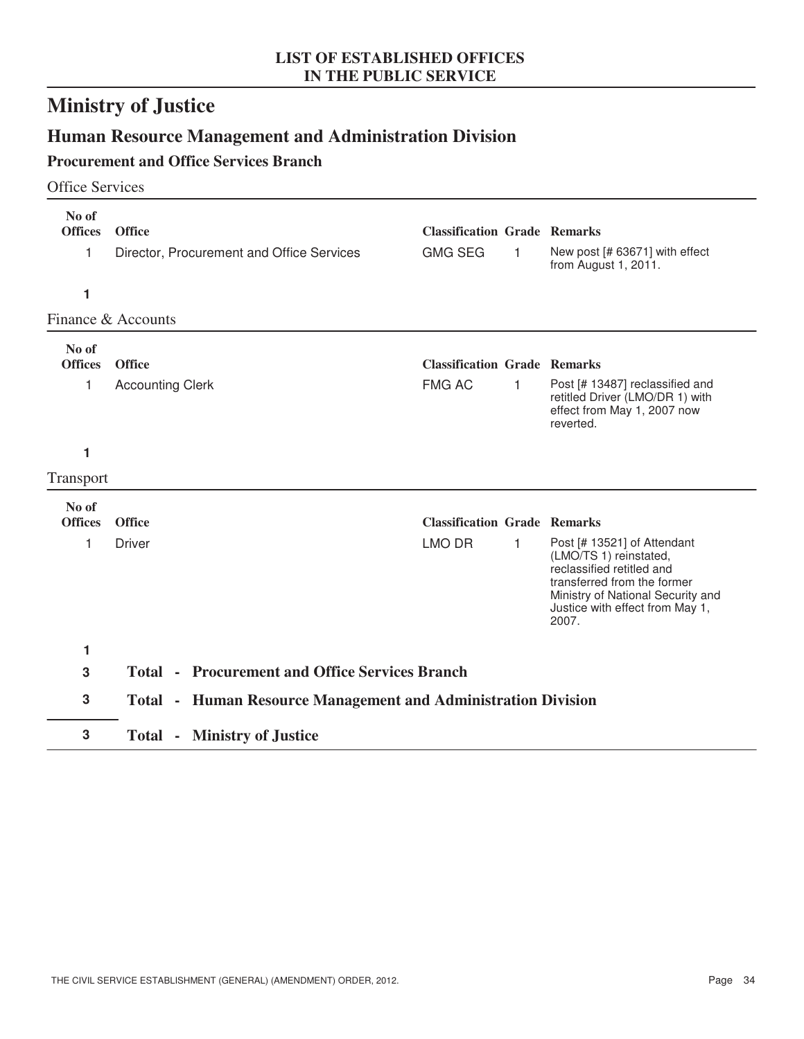LIST OF ESTABLISHED OFFICES
IN THE PUBLIC SERVICE

# Ministry of Justice

## Human Resource Management and Administration Division

### Procurement and Office Services Branch

Office Services

| No of Offices | Office | Classification | Grade | Remarks |
|---|---|---|---|---|
| 1 | Director, Procurement and Office Services | GMG SEG | 1 | New post [# 63671] with effect from August 1, 2011. |
| **1** | | | | |

Finance & Accounts

| No of Offices | Office | Classification | Grade | Remarks |
|---|---|---|---|---|
| 1 | Accounting Clerk | FMG AC | 1 | Post [# 13487] reclassified and retitled Driver (LMO/DR 1) with effect from May 1, 2007 now reverted. |
| **1** | | | | |

Transport

| No of Offices | Office | Classification | Grade | Remarks |
|---|---|---|---|---|
| 1 | Driver | LMO DR | 1 | Post [# 13521] of Attendant (LMO/TS 1) reinstated, reclassified retitled and transferred from the former Ministry of National Security and Justice with effect from May 1, 2007. |
| **1** | | | | |

**3** **Total - Procurement and Office Services Branch**

**3** **Total - Human Resource Management and Administration Division**

**3** **Total - Ministry of Justice**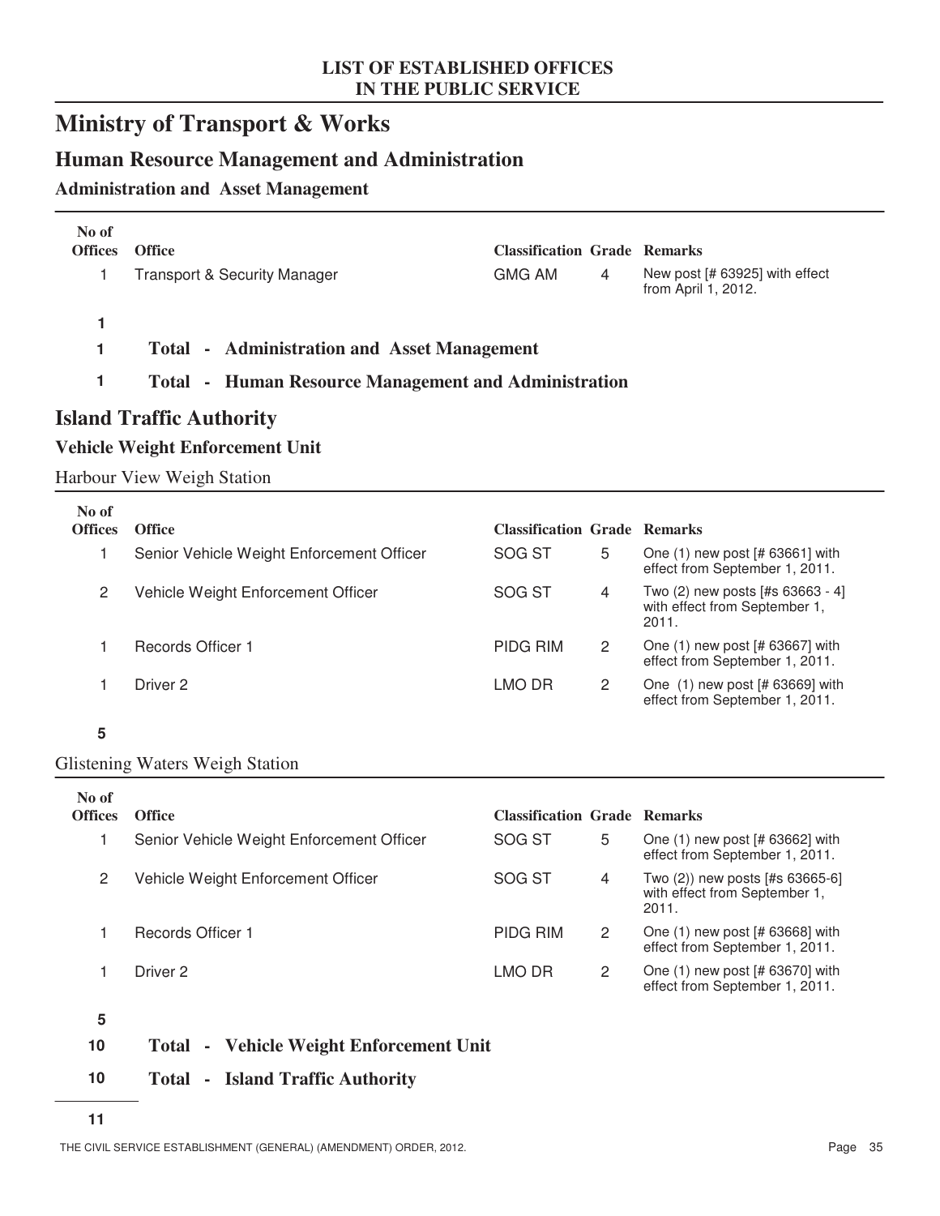**LIST OF ESTABLISHED OFFICES IN THE PUBLIC SERVICE**

# Ministry of Transport & Works

## Human Resource Management and Administration

### Administration and Asset Management

| No of Offices | Office | Classification | Grade | Remarks |
|---|---|---|---|---|
| 1 | Transport & Security Manager | GMG AM | 4 | New post [# 63925] with effect from April 1, 2012. |
| **1** | | | | |

**1 Total - Administration and Asset Management**

**1 Total - Human Resource Management and Administration**

## Island Traffic Authority

### Vehicle Weight Enforcement Unit

#### Harbour View Weigh Station

| No of Offices | Office | Classification | Grade | Remarks |
|---|---|---|---|---|
| 1 | Senior Vehicle Weight Enforcement Officer | SOG ST | 5 | One (1) new post [# 63661] with effect from September 1, 2011. |
| 2 | Vehicle Weight Enforcement Officer | SOG ST | 4 | Two (2) new posts [#s 63663 - 4] with effect from September 1, 2011. |
| 1 | Records Officer 1 | PIDG RIM | 2 | One (1) new post [# 63667] with effect from September 1, 2011. |
| 1 | Driver 2 | LMO DR | 2 | One (1) new post [# 63669] with effect from September 1, 2011. |
| **5** | | | | |

#### Glistening Waters Weigh Station

| No of Offices | Office | Classification | Grade | Remarks |
|---|---|---|---|---|
| 1 | Senior Vehicle Weight Enforcement Officer | SOG ST | 5 | One (1) new post [# 63662] with effect from September 1, 2011. |
| 2 | Vehicle Weight Enforcement Officer | SOG ST | 4 | Two (2)) new posts [#s 63665-6] with effect from September 1, 2011. |
| 1 | Records Officer 1 | PIDG RIM | 2 | One (1) new post [# 63668] with effect from September 1, 2011. |
| 1 | Driver 2 | LMO DR | 2 | One (1) new post [# 63670] with effect from September 1, 2011. |
| **5** | | | | |

**10 Total - Vehicle Weight Enforcement Unit**

**10 Total - Island Traffic Authority**

**11**

THE CIVIL SERVICE ESTABLISHMENT (GENERAL) (AMENDMENT) ORDER, 2012.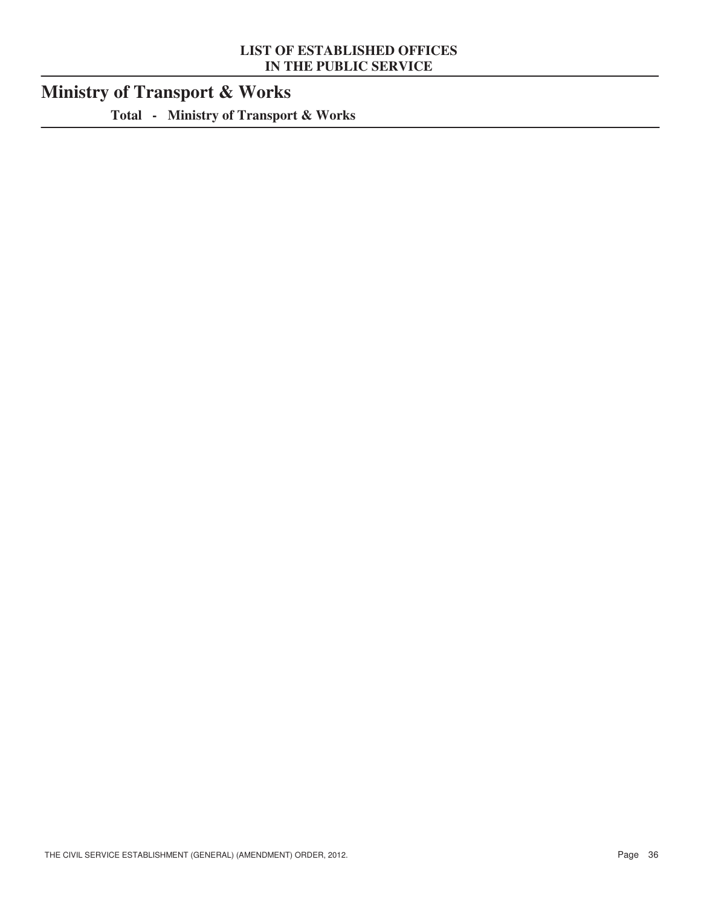## Ministry of Transport & Works

**Total - Ministry of Transport & Works**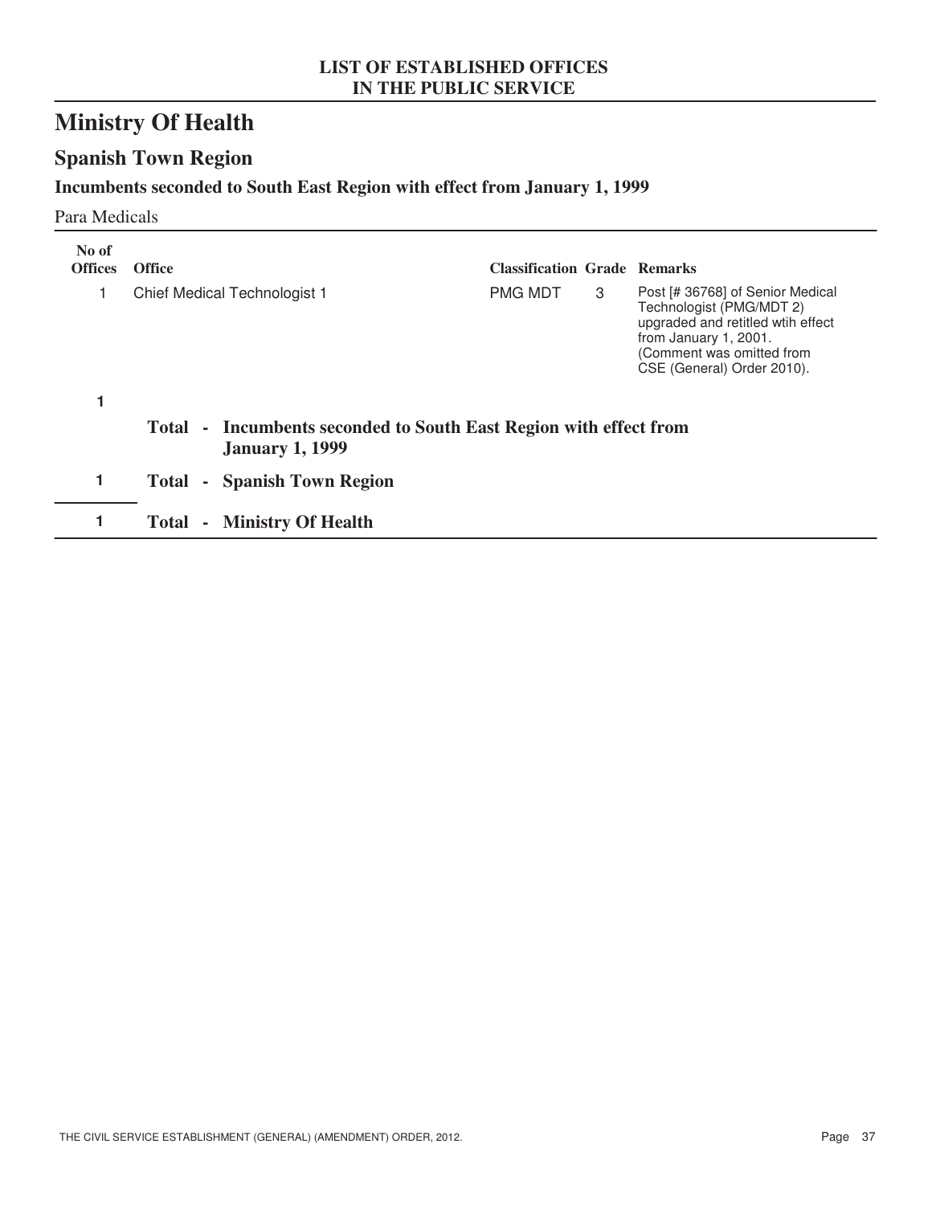# Ministry Of Health

## Spanish Town Region

### Incumbents seconded to South East Region with effect from January 1, 1999

Para Medicals

| No of Offices | Office | Classification | Grade | Remarks |
|---|---|---|---|---|
| 1 | Chief Medical Technologist 1 | PMG MDT | 3 | Post [# 36768] of Senior Medical Technologist (PMG/MDT 2) upgraded and retitled wtih effect from January 1, 2001. (Comment was omitted from CSE (General) Order 2010). |
| **1** | **Total - Incumbents seconded to South East Region with effect from January 1, 1999** | | | |
| **1** | **Total - Spanish Town Region** | | | |
| **1** | **Total - Ministry Of Health** | | | |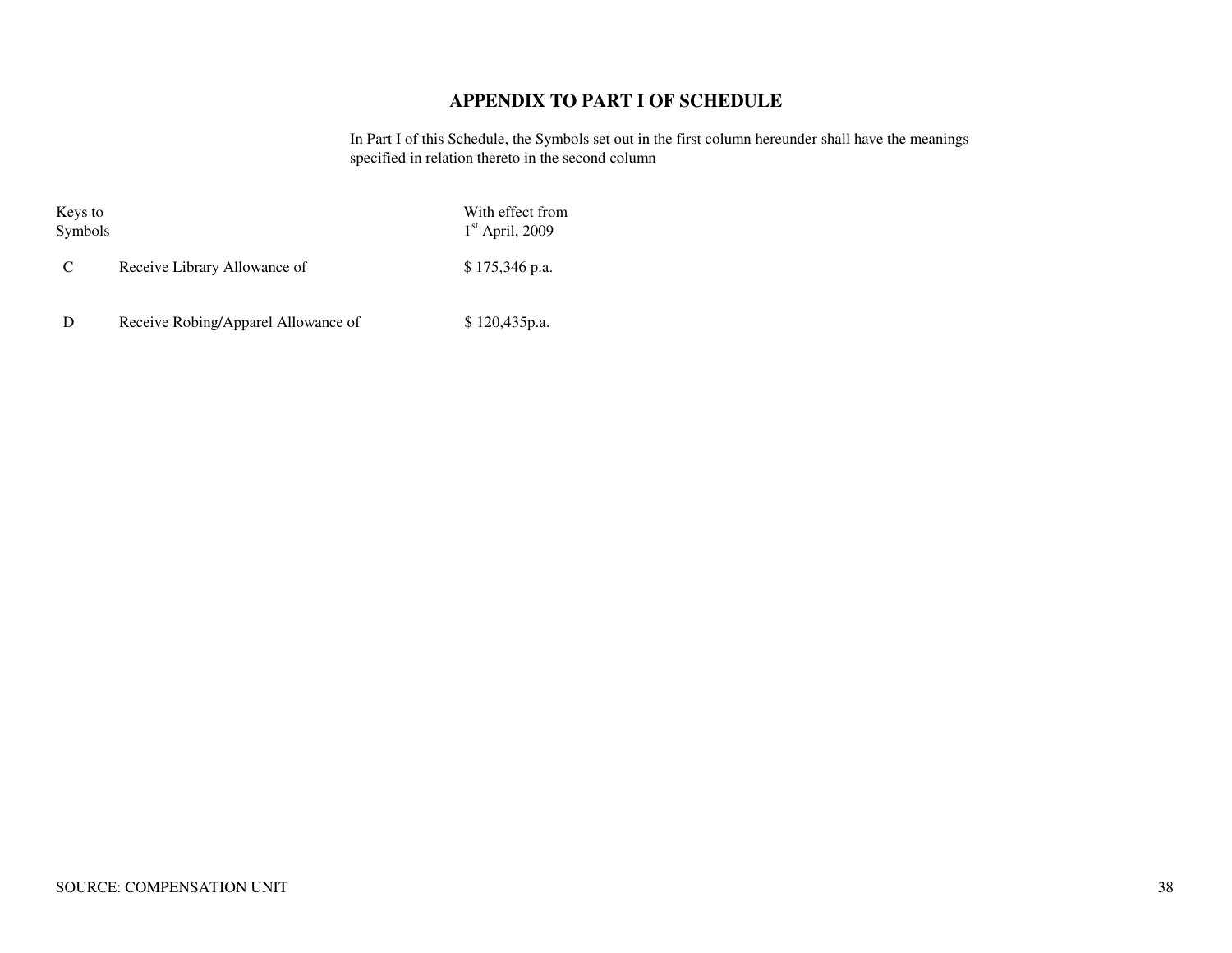## APPENDIX TO PART I OF SCHEDULE

In Part I of this Schedule, the Symbols set out in the first column hereunder shall have the meanings specified in relation thereto in the second column

| Keys to Symbols | | With effect from 1st April, 2009 |
|---|---|---|
| C | Receive Library Allowance of | $ 175,346 p.a. |
| D | Receive Robing/Apparel Allowance of | $ 120,435p.a. |

SOURCE: COMPENSATION UNIT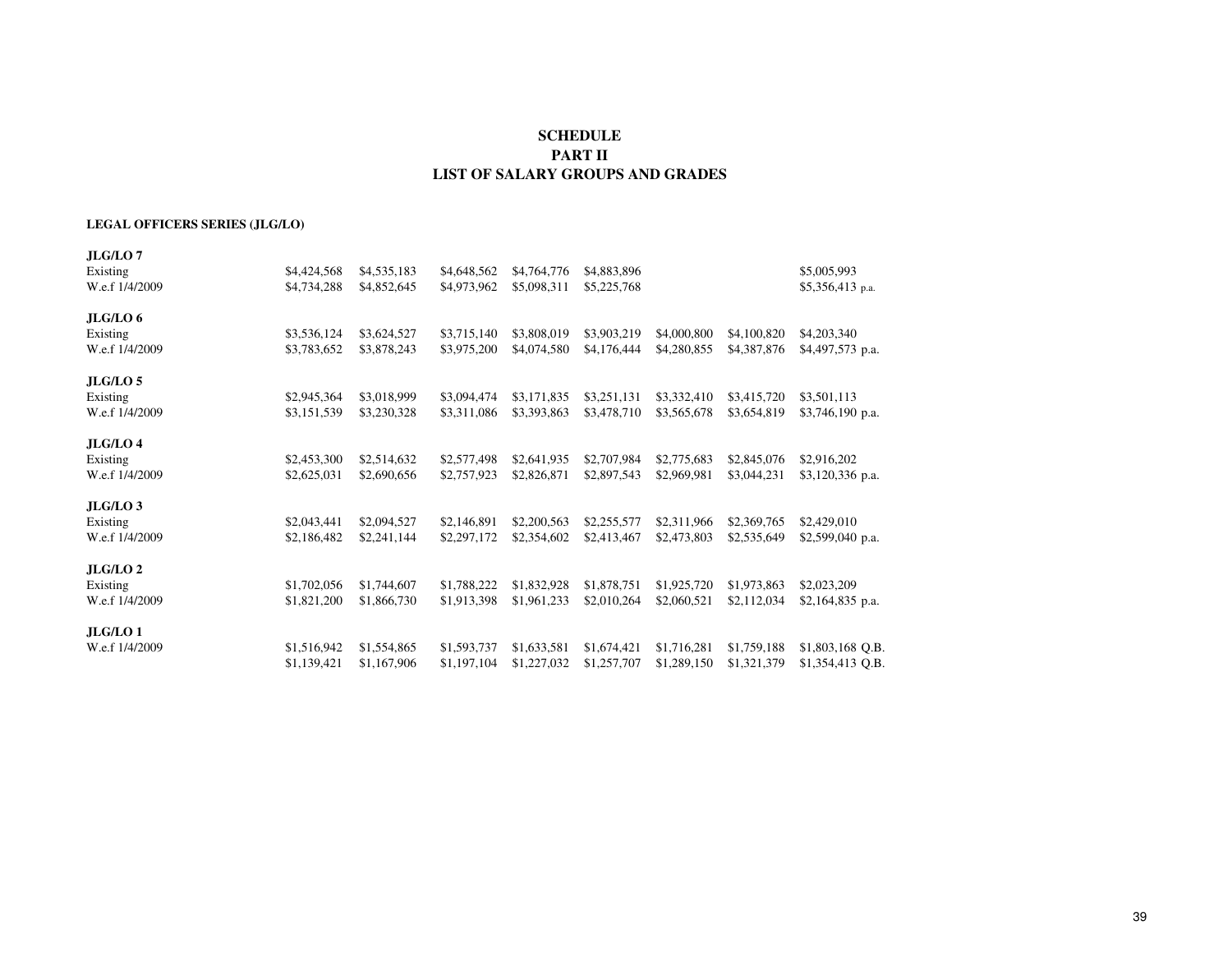## SCHEDULE
## PART II
## LIST OF SALARY GROUPS AND GRADES

**LEGAL OFFICERS SERIES (JLG/LO)**

| | | | | | | | | |
|---|---|---|---|---|---|---|---|---|
| **JLG/LO 7** | | | | | | | | |
| Existing | $4,424,568 | $4,535,183 | $4,648,562 | $4,764,776 | $4,883,896 | | | $5,005,993 |
| W.e.f 1/4/2009 | $4,734,288 | $4,852,645 | $4,973,962 | $5,098,311 | $5,225,768 | | | $5,356,413 p.a. |
| **JLG/LO 6** | | | | | | | | |
| Existing | $3,536,124 | $3,624,527 | $3,715,140 | $3,808,019 | $3,903,219 | $4,000,800 | $4,100,820 | $4,203,340 |
| W.e.f 1/4/2009 | $3,783,652 | $3,878,243 | $3,975,200 | $4,074,580 | $4,176,444 | $4,280,855 | $4,387,876 | $4,497,573 p.a. |
| **JLG/LO 5** | | | | | | | | |
| Existing | $2,945,364 | $3,018,999 | $3,094,474 | $3,171,835 | $3,251,131 | $3,332,410 | $3,415,720 | $3,501,113 |
| W.e.f 1/4/2009 | $3,151,539 | $3,230,328 | $3,311,086 | $3,393,863 | $3,478,710 | $3,565,678 | $3,654,819 | $3,746,190 p.a. |
| **JLG/LO 4** | | | | | | | | |
| Existing | $2,453,300 | $2,514,632 | $2,577,498 | $2,641,935 | $2,707,984 | $2,775,683 | $2,845,076 | $2,916,202 |
| W.e.f 1/4/2009 | $2,625,031 | $2,690,656 | $2,757,923 | $2,826,871 | $2,897,543 | $2,969,981 | $3,044,231 | $3,120,336 p.a. |
| **JLG/LO 3** | | | | | | | | |
| Existing | $2,043,441 | $2,094,527 | $2,146,891 | $2,200,563 | $2,255,577 | $2,311,966 | $2,369,765 | $2,429,010 |
| W.e.f 1/4/2009 | $2,186,482 | $2,241,144 | $2,297,172 | $2,354,602 | $2,413,467 | $2,473,803 | $2,535,649 | $2,599,040 p.a. |
| **JLG/LO 2** | | | | | | | | |
| Existing | $1,702,056 | $1,744,607 | $1,788,222 | $1,832,928 | $1,878,751 | $1,925,720 | $1,973,863 | $2,023,209 |
| W.e.f 1/4/2009 | $1,821,200 | $1,866,730 | $1,913,398 | $1,961,233 | $2,010,264 | $2,060,521 | $2,112,034 | $2,164,835 p.a. |
| **JLG/LO 1** | | | | | | | | |
| W.e.f 1/4/2009 | $1,516,942 | $1,554,865 | $1,593,737 | $1,633,581 | $1,674,421 | $1,716,281 | $1,759,188 | $1,803,168 Q.B. |
| | $1,139,421 | $1,167,906 | $1,197,104 | $1,227,032 | $1,257,707 | $1,289,150 | $1,321,379 | $1,354,413 Q.B. |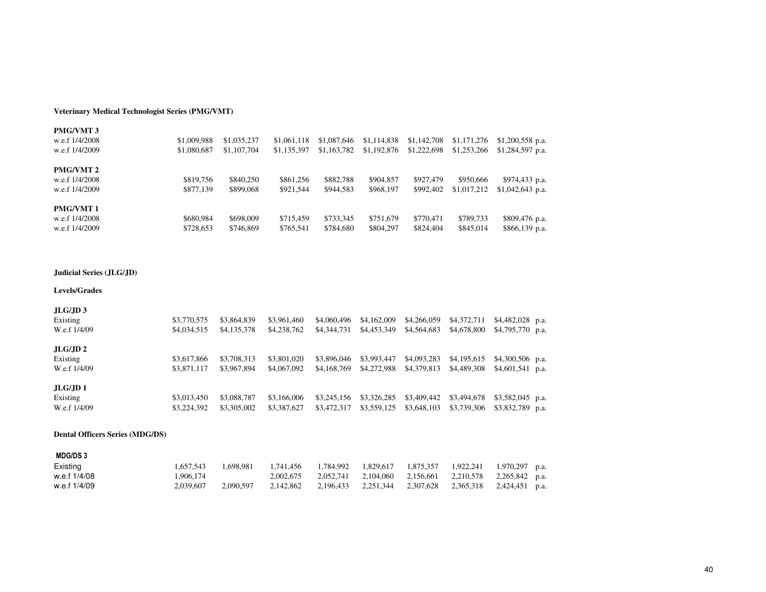**Veterinary Medical Technologist Series (PMG/VMT)**

| | | | | | | | | |
|---|---|---|---|---|---|---|---|---|
| **PMG/VMT 3** | | | | | | | | |
| w.e.f 1/4/2008 | $1,009,988 | $1,035,237 | $1,061,118 | $1,087,646 | $1,114,838 | $1,142,708 | $1,171,276 | $1,200,558 p.a. |
| w.e.f 1/4/2009 | $1,080,687 | $1,107,704 | $1,135,397 | $1,163,782 | $1,192,876 | $1,222,698 | $1,253,266 | $1,284,597 p.a. |
| **PMG/VMT 2** | | | | | | | | |
| w.e.f 1/4/2008 | $819,756 | $840,250 | $861,256 | $882,788 | $904,857 | $927,479 | $950,666 | $974,433 p.a. |
| w.e.f 1/4/2009 | $877,139 | $899,068 | $921,544 | $944,583 | $968,197 | $992,402 | $1,017,212 | $1,042,643 p.a. |
| **PMG/VMT 1** | | | | | | | | |
| w.e.f 1/4/2008 | $680,984 | $698,009 | $715,459 | $733,345 | $751,679 | $770,471 | $789,733 | $809,476 p.a. |
| w.e.f 1/4/2009 | $728,653 | $746,869 | $765,541 | $784,680 | $804,297 | $824,404 | $845,014 | $866,139 p.a. |

**Judicial Series (JLG/JD)**

**Levels/Grades**

| | | | | | | | | |
|---|---|---|---|---|---|---|---|---|
| **JLG/JD 3** | | | | | | | | |
| Existing | $3,770,575 | $3,864,839 | $3,961,460 | $4,060,496 | $4,162,009 | $4,266,059 | $4,372,711 | $4,482,028 p.a. |
| W.e.f 1/4/09 | $4,034,515 | $4,135,378 | $4,238,762 | $4,344,731 | $4,453,349 | $4,564,683 | $4,678,800 | $4,795,770 p.a. |
| **JLG/JD 2** | | | | | | | | |
| Existing | $3,617,866 | $3,708,313 | $3,801,020 | $3,896,046 | $3,993,447 | $4,093,283 | $4,195,615 | $4,300,506 p.a. |
| W.e.f 1/4/09 | $3,871,117 | $3,967,894 | $4,067,092 | $4,168,769 | $4,272,988 | $4,379,813 | $4,489,308 | $4,601,541 p.a. |
| **JLG/JD 1** | | | | | | | | |
| Existing | $3,013,450 | $3,088,787 | $3,166,006 | $3,245,156 | $3,326,285 | $3,409,442 | $3,494,678 | $3,582,045 p.a. |
| W.e.f 1/4/09 | $3,224,392 | $3,305,002 | $3,387,627 | $3,472,317 | $3,559,125 | $3,648,103 | $3,739,306 | $3,832,789 p.a. |

**Dental Officers Series (MDG/DS)**

| | | | | | | | | |
|---|---|---|---|---|---|---|---|---|
| **MDG/DS 3** | | | | | | | | |
| Existing | 1,657,543 | 1,698,981 | 1,741,456 | 1,784,992 | 1,829,617 | 1,875,357 | 1,922,241 | 1,970,297 p.a. |
| w.e.f 1/4/08 | 1,906,174 | | 2,002,675 | 2,052,741 | 2,104,060 | 2,156,661 | 2,210,578 | 2,265,842 p.a. |
| w.e.f 1/4/09 | 2,039,607 | 2,090,597 | 2,142,862 | 2,196,433 | 2,251,344 | 2,307,628 | 2,365,318 | 2,424,451 p.a. |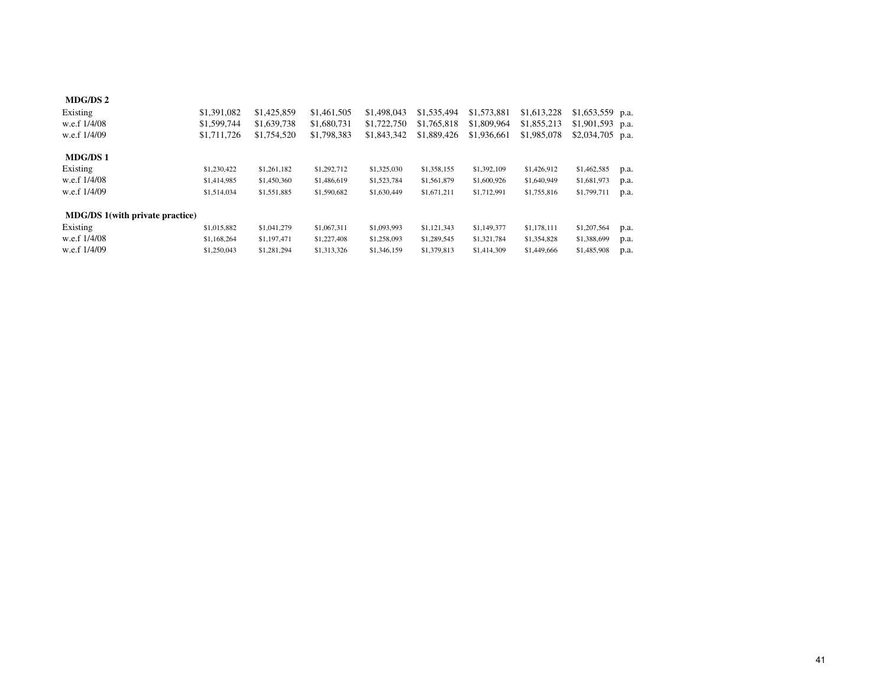**MDG/DS 2**

| | | | | | | | | | |
|---|---|---|---|---|---|---|---|---|---|
| Existing | $1,391,082 | $1,425,859 | $1,461,505 | $1,498,043 | $1,535,494 | $1,573,881 | $1,613,228 | $1,653,559 | p.a. |
| w.e.f 1/4/08 | $1,599,744 | $1,639,738 | $1,680,731 | $1,722,750 | $1,765,818 | $1,809,964 | $1,855,213 | $1,901,593 | p.a. |
| w.e.f 1/4/09 | $1,711,726 | $1,754,520 | $1,798,383 | $1,843,342 | $1,889,426 | $1,936,661 | $1,985,078 | $2,034,705 | p.a. |

**MDG/DS 1**

| | | | | | | | | | |
|---|---|---|---|---|---|---|---|---|---|
| Existing | $1,230,422 | $1,261,182 | $1,292,712 | $1,325,030 | $1,358,155 | $1,392,109 | $1,426,912 | $1,462,585 | p.a. |
| w.e.f 1/4/08 | $1,414,985 | $1,450,360 | $1,486,619 | $1,523,784 | $1,561,879 | $1,600,926 | $1,640,949 | $1,681,973 | p.a. |
| w.e.f 1/4/09 | $1,514,034 | $1,551,885 | $1,590,682 | $1,630,449 | $1,671,211 | $1,712,991 | $1,755,816 | $1,799,711 | p.a. |

**MDG/DS 1(with private practice)**

| | | | | | | | | | |
|---|---|---|---|---|---|---|---|---|---|
| Existing | $1,015,882 | $1,041,279 | $1,067,311 | $1,093,993 | $1,121,343 | $1,149,377 | $1,178,111 | $1,207,564 | p.a. |
| w.e.f 1/4/08 | $1,168,264 | $1,197,471 | $1,227,408 | $1,258,093 | $1,289,545 | $1,321,784 | $1,354,828 | $1,388,699 | p.a. |
| w.e.f 1/4/09 | $1,250,043 | $1,281,294 | $1,313,326 | $1,346,159 | $1,379,813 | $1,414,309 | $1,449,666 | $1,485,908 | p.a. |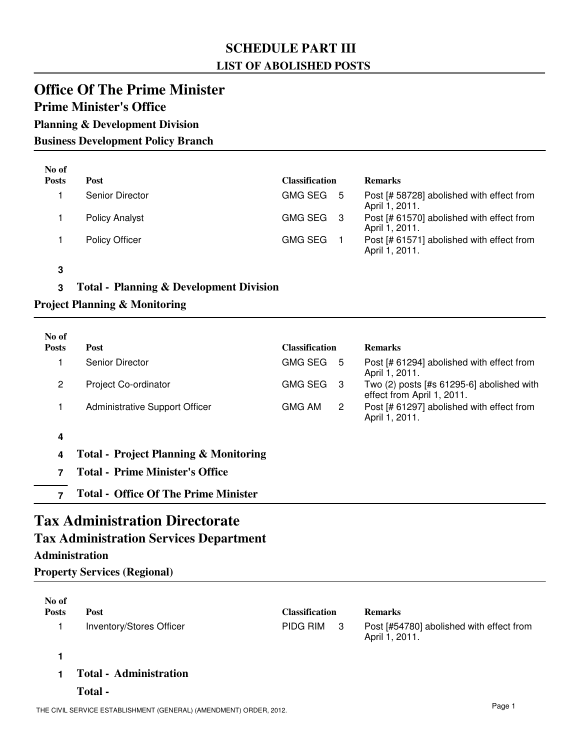# SCHEDULE PART III

## LIST OF ABOLISHED POSTS

# Office Of The Prime Minister

## Prime Minister's Office

### Planning & Development Division

### Business Development Policy Branch

| No of Posts | Post | Classification | | Remarks |
|---|---|---|---|---|
| 1 | Senior Director | GMG SEG | 5 | Post [# 58728] abolished with effect from April 1, 2011. |
| 1 | Policy Analyst | GMG SEG | 3 | Post [# 61570] abolished with effect from April 1, 2011. |
| 1 | Policy Officer | GMG SEG | 1 | Post [# 61571] abolished with effect from April 1, 2011. |
| **3** | | | | |

**3 Total - Planning & Development Division**

### Project Planning & Monitoring

| No of Posts | Post | Classification | | Remarks |
|---|---|---|---|---|
| 1 | Senior Director | GMG SEG | 5 | Post [# 61294] abolished with effect from April 1, 2011. |
| 2 | Project Co-ordinator | GMG SEG | 3 | Two (2) posts [#s 61295-6] abolished with effect from April 1, 2011. |
| 1 | Administrative Support Officer | GMG AM | 2 | Post [# 61297] abolished with effect from April 1, 2011. |
| **4** | | | | |

**4 Total - Project Planning & Monitoring**

**7 Total - Prime Minister's Office**

**7 Total - Office Of The Prime Minister**

# Tax Administration Directorate

## Tax Administration Services Department

### Administration

### Property Services (Regional)

| No of Posts | Post | Classification | | Remarks |
|---|---|---|---|---|
| 1 | Inventory/Stores Officer | PIDG RIM | 3 | Post [#54780] abolished with effect from April 1, 2011. |
| **1** | | | | |

**1 Total - Administration**

**Total -**

THE CIVIL SERVICE ESTABLISHMENT (GENERAL) (AMENDMENT) ORDER, 2012.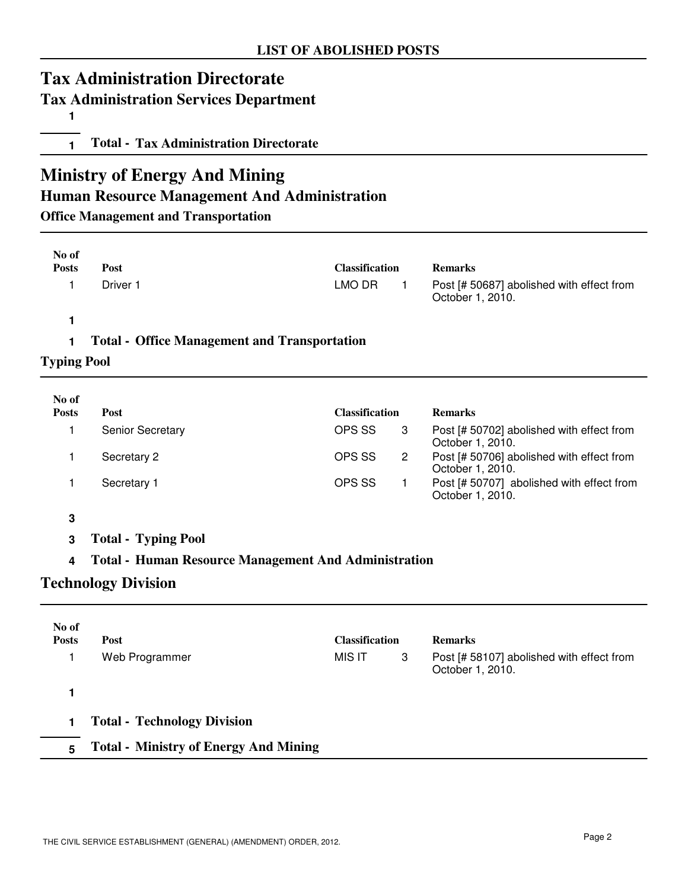**LIST OF ABOLISHED POSTS**

# Tax Administration Directorate

## Tax Administration Services Department

1

1 **Total - Tax Administration Directorate**

# Ministry of Energy And Mining

## Human Resource Management And Administration

### Office Management and Transportation

| No of Posts | Post | Classification | | Remarks |
|---|---|---|---|---|
| 1 | Driver 1 | LMO DR | 1 | Post [# 50687] abolished with effect from October 1, 2010. |

1

1 **Total - Office Management and Transportation**

### Typing Pool

| No of Posts | Post | Classification | | Remarks |
|---|---|---|---|---|
| 1 | Senior Secretary | OPS SS | 3 | Post [# 50702] abolished with effect from October 1, 2010. |
| 1 | Secretary 2 | OPS SS | 2 | Post [# 50706] abolished with effect from October 1, 2010. |
| 1 | Secretary 1 | OPS SS | 1 | Post [# 50707] abolished with effect from October 1, 2010. |

3

3 **Total - Typing Pool**

4 **Total - Human Resource Management And Administration**

## Technology Division

| No of Posts | Post | Classification | | Remarks |
|---|---|---|---|---|
| 1 | Web Programmer | MIS IT | 3 | Post [# 58107] abolished with effect from October 1, 2010. |

1

1 **Total - Technology Division**

5 **Total - Ministry of Energy And Mining**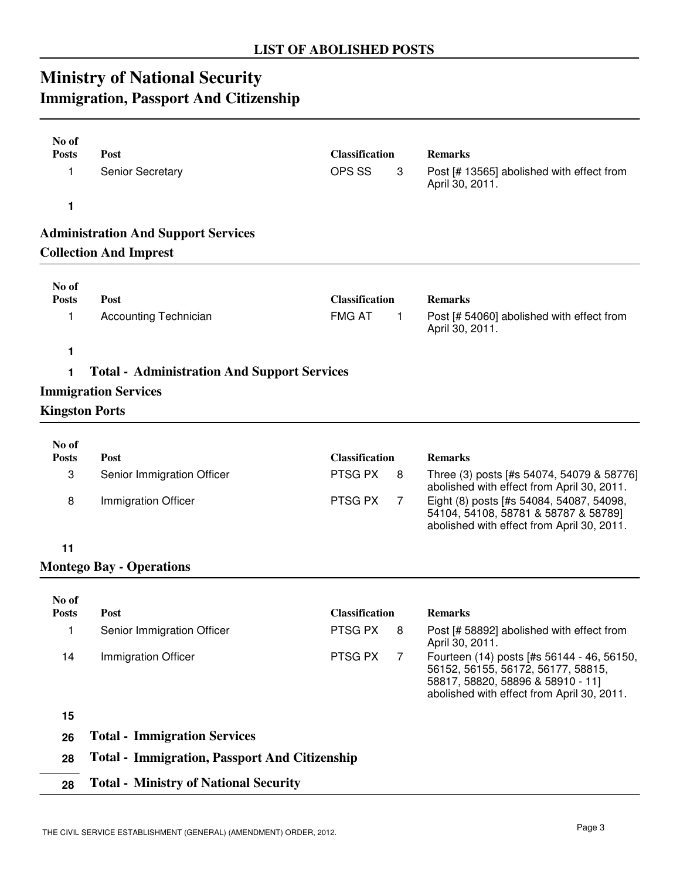## LIST OF ABOLISHED POSTS

# Ministry of National Security

## Immigration, Passport And Citizenship

| No of Posts | Post | Classification | | Remarks |
|---|---|---|---|---|
| 1 | Senior Secretary | OPS SS | 3 | Post [# 13565] abolished with effect from April 30, 2011. |
| **1** | | | | |

### Administration And Support Services

### Collection And Imprest

| No of Posts | Post | Classification | | Remarks |
|---|---|---|---|---|
| 1 | Accounting Technician | FMG AT | 1 | Post [# 54060] abolished with effect from April 30, 2011. |
| **1** | | | | |

**1 Total - Administration And Support Services**

### Immigration Services

### Kingston Ports

| No of Posts | Post | Classification | | Remarks |
|---|---|---|---|---|
| 3 | Senior Immigration Officer | PTSG PX | 8 | Three (3) posts [#s 54074, 54079 & 58776] abolished with effect from April 30, 2011. |
| 8 | Immigration Officer | PTSG PX | 7 | Eight (8) posts [#s 54084, 54087, 54098, 54104, 54108, 58781 & 58787 & 58789] abolished with effect from April 30, 2011. |
| **11** | | | | |

### Montego Bay - Operations

| No of Posts | Post | Classification | | Remarks |
|---|---|---|---|---|
| 1 | Senior Immigration Officer | PTSG PX | 8 | Post [# 58892] abolished with effect from April 30, 2011. |
| 14 | Immigration Officer | PTSG PX | 7 | Fourteen (14) posts [#s 56144 - 46, 56150, 56152, 56155, 56172, 56177, 58815, 58817, 58820, 58896 & 58910 - 11] abolished with effect from April 30, 2011. |
| **15** | | | | |

**26 Total - Immigration Services**

**28 Total - Immigration, Passport And Citizenship**

**28 Total - Ministry of National Security**

THE CIVIL SERVICE ESTABLISHMENT (GENERAL) (AMENDMENT) ORDER, 2012.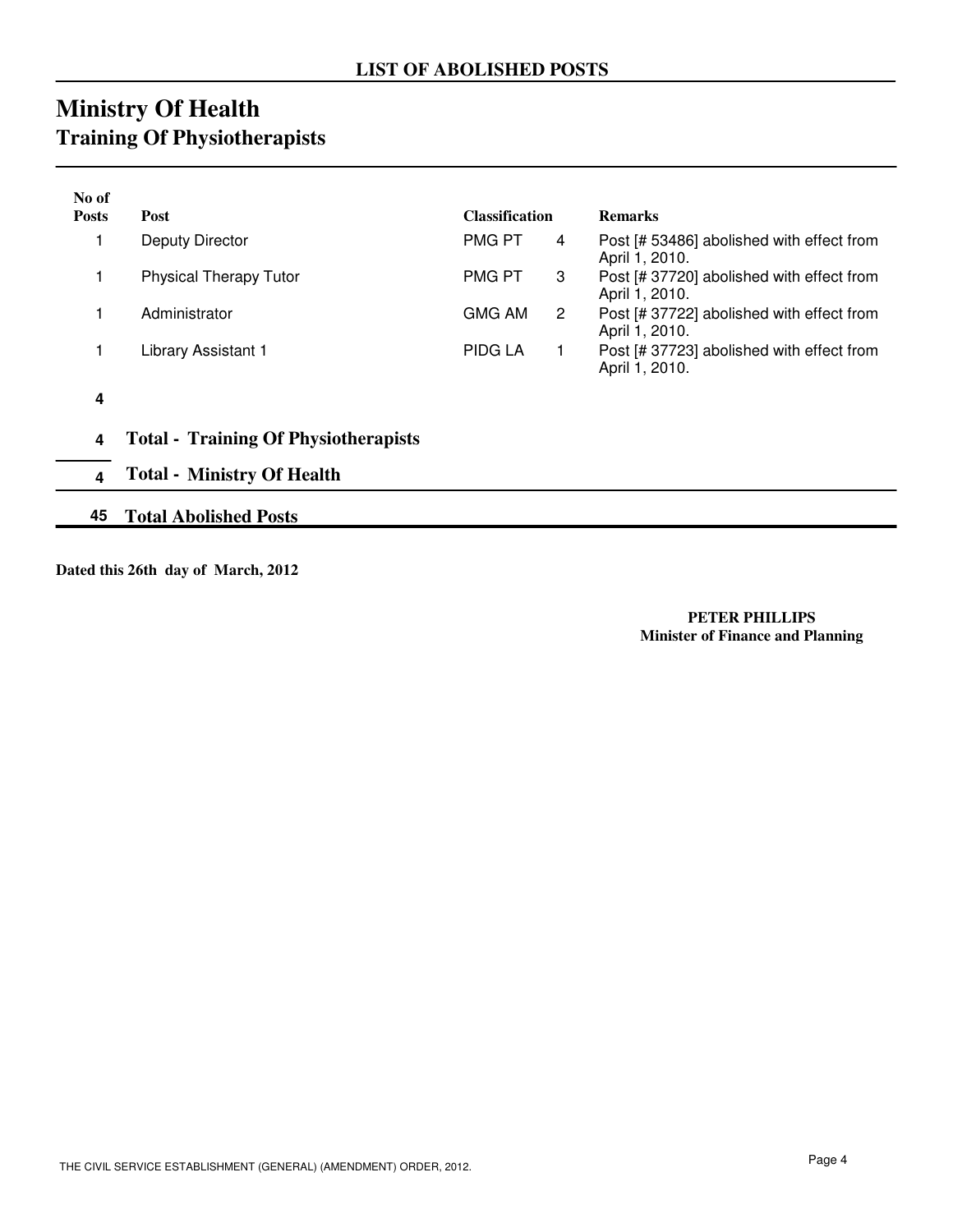## LIST OF ABOLISHED POSTS

# Ministry Of Health

## Training Of Physiotherapists

| No of Posts | Post | Classification | | Remarks |
|---|---|---|---|---|
| 1 | Deputy Director | PMG PT | 4 | Post [# 53486] abolished with effect from April 1, 2010. |
| 1 | Physical Therapy Tutor | PMG PT | 3 | Post [# 37720] abolished with effect from April 1, 2010. |
| 1 | Administrator | GMG AM | 2 | Post [# 37722] abolished with effect from April 1, 2010. |
| 1 | Library Assistant 1 | PIDG LA | 1 | Post [# 37723] abolished with effect from April 1, 2010. |
| **4** | | | | |
| **4** | **Total - Training Of Physiotherapists** | | | |
| **4** | **Total - Ministry Of Health** | | | |
| **45** | **Total Abolished Posts** | | | |

**Dated this 26th day of March, 2012**

**PETER PHILLIPS**
**Minister of Finance and Planning**

THE CIVIL SERVICE ESTABLISHMENT (GENERAL) (AMENDMENT) ORDER, 2012.